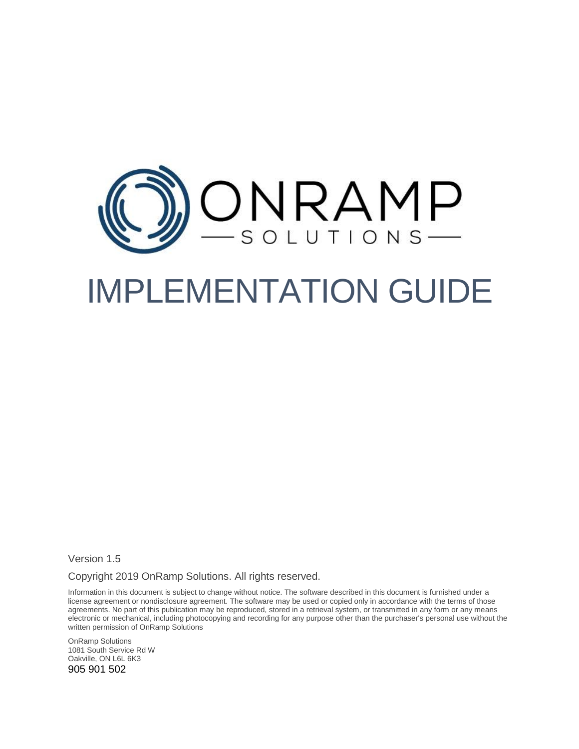# ONRAMP SOLUTIONS

# IMPLEMENTATION GUIDE

Version 1.5

Copyright 2019 OnRamp Solutions. All rights reserved.

Information in this document is subject to change without notice. The software described in this document is furnished under a license agreement or nondisclosure agreement. The software may be used or copied only in accordance with the terms of those agreements. No part of this publication may be reproduced, stored in a retrieval system, or transmitted in any form or any means electronic or mechanical, including photocopying and recording for any purpose other than the purchaser's personal use without the written permission of OnRamp Solutions

OnRamp Solutions
1081 South Service Rd W
Oakville, ON L6L 6K3
905 901 502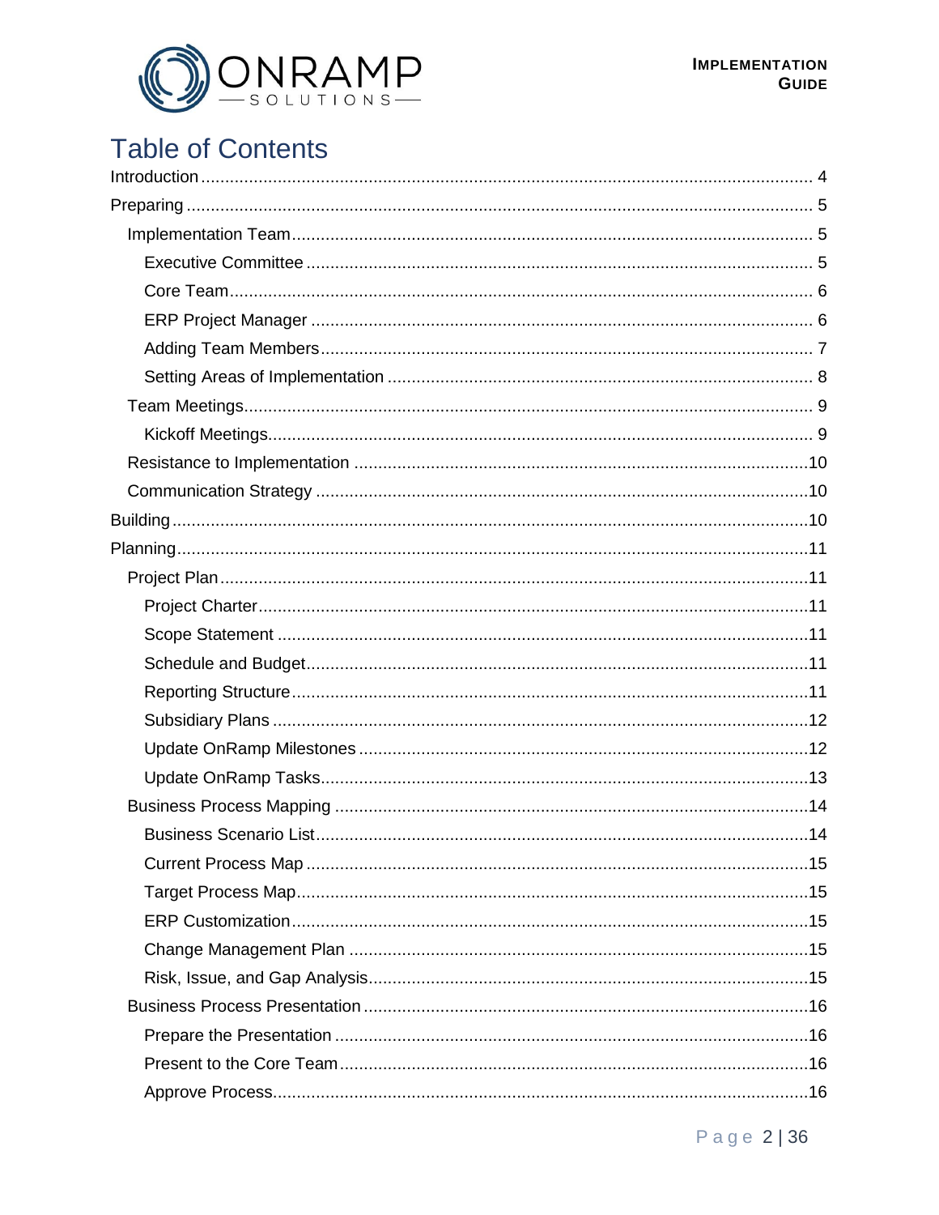# Table of Contents

- Introduction ... 4
- Preparing ... 5
  - Implementation Team ... 5
    - Executive Committee ... 5
    - Core Team ... 6
    - ERP Project Manager ... 6
    - Adding Team Members ... 7
    - Setting Areas of Implementation ... 8
  - Team Meetings ... 9
    - Kickoff Meetings ... 9
  - Resistance to Implementation ... 10
  - Communication Strategy ... 10
- Building ... 10
- Planning ... 11
  - Project Plan ... 11
    - Project Charter ... 11
    - Scope Statement ... 11
    - Schedule and Budget ... 11
    - Reporting Structure ... 11
    - Subsidiary Plans ... 12
    - Update OnRamp Milestones ... 12
    - Update OnRamp Tasks ... 13
  - Business Process Mapping ... 14
    - Business Scenario List ... 14
    - Current Process Map ... 15
    - Target Process Map ... 15
    - ERP Customization ... 15
    - Change Management Plan ... 15
    - Risk, Issue, and Gap Analysis ... 15
  - Business Process Presentation ... 16
    - Prepare the Presentation ... 16
    - Present to the Core Team ... 16
    - Approve Process ... 16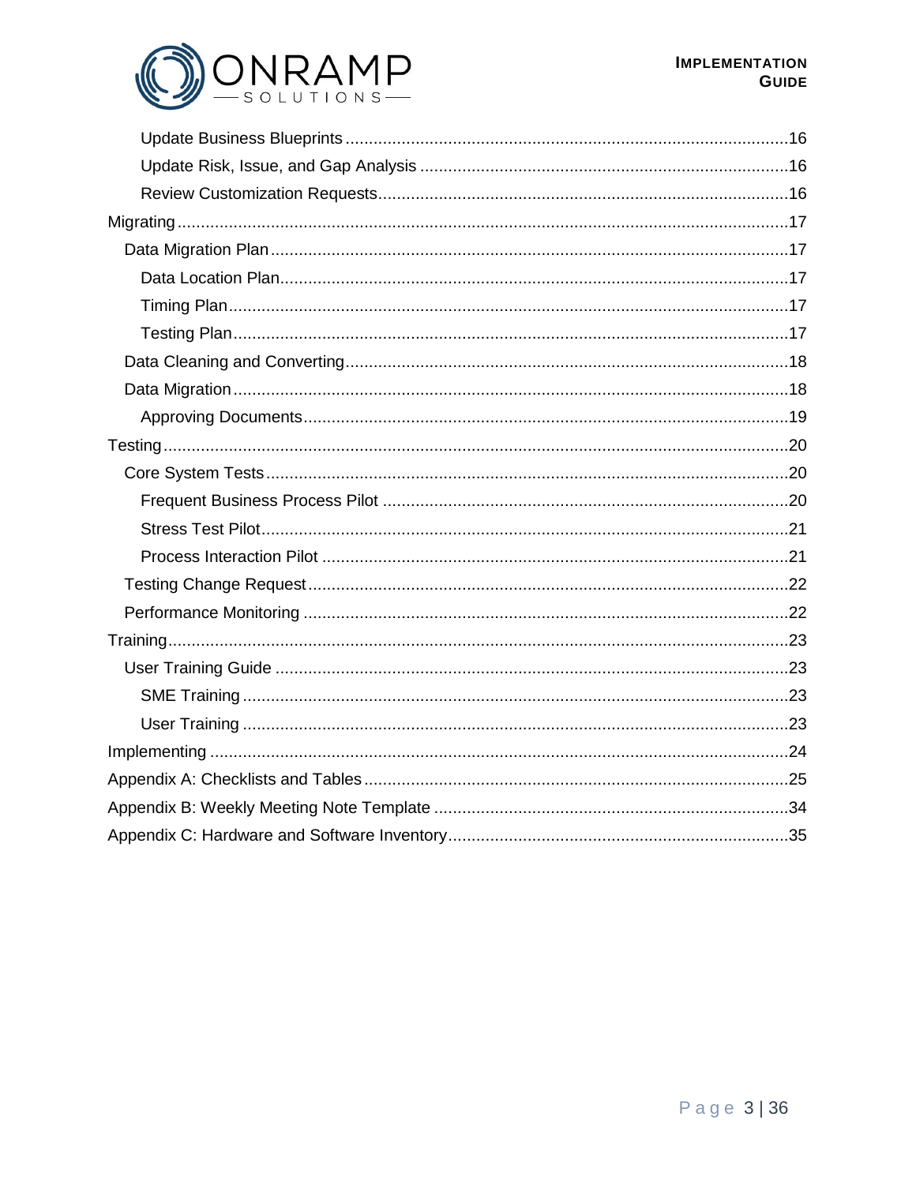- Update Business Blueprints ... 16
- Update Risk, Issue, and Gap Analysis ... 16
- Review Customization Requests ... 16

Migrating ... 17

- Data Migration Plan ... 17
  - Data Location Plan ... 17
  - Timing Plan ... 17
  - Testing Plan ... 17
- Data Cleaning and Converting ... 18
- Data Migration ... 18
  - Approving Documents ... 19

Testing ... 20

- Core System Tests ... 20
  - Frequent Business Process Pilot ... 20
  - Stress Test Pilot ... 21
  - Process Interaction Pilot ... 21
- Testing Change Request ... 22
- Performance Monitoring ... 22

Training ... 23

- User Training Guide ... 23
  - SME Training ... 23
  - User Training ... 23

Implementing ... 24

Appendix A: Checklists and Tables ... 25

Appendix B: Weekly Meeting Note Template ... 34

Appendix C: Hardware and Software Inventory ... 35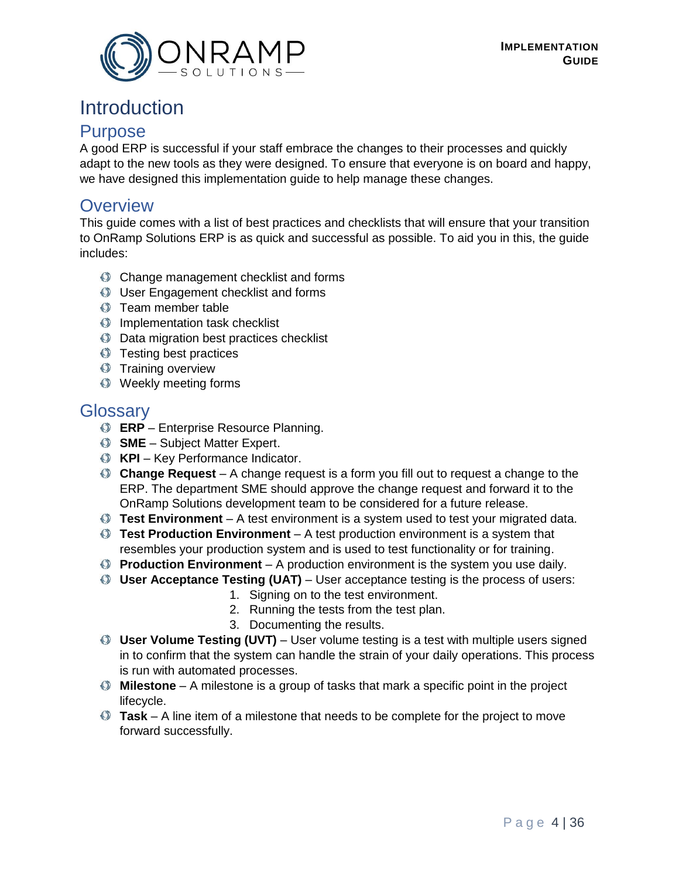# Introduction

## Purpose

A good ERP is successful if your staff embrace the changes to their processes and quickly adapt to the new tools as they were designed. To ensure that everyone is on board and happy, we have designed this implementation guide to help manage these changes.

## Overview

This guide comes with a list of best practices and checklists that will ensure that your transition to OnRamp Solutions ERP is as quick and successful as possible. To aid you in this, the guide includes:

- Change management checklist and forms
- User Engagement checklist and forms
- Team member table
- Implementation task checklist
- Data migration best practices checklist
- Testing best practices
- Training overview
- Weekly meeting forms

## Glossary

- **ERP** – Enterprise Resource Planning.
- **SME** – Subject Matter Expert.
- **KPI** – Key Performance Indicator.
- **Change Request** – A change request is a form you fill out to request a change to the ERP. The department SME should approve the change request and forward it to the OnRamp Solutions development team to be considered for a future release.
- **Test Environment** – A test environment is a system used to test your migrated data.
- **Test Production Environment** – A test production environment is a system that resembles your production system and is used to test functionality or for training.
- **Production Environment** – A production environment is the system you use daily.
- **User Acceptance Testing (UAT)** – User acceptance testing is the process of users:
  1. Signing on to the test environment.
  2. Running the tests from the test plan.
  3. Documenting the results.
- **User Volume Testing (UVT)** – User volume testing is a test with multiple users signed in to confirm that the system can handle the strain of your daily operations. This process is run with automated processes.
- **Milestone** – A milestone is a group of tasks that mark a specific point in the project lifecycle.
- **Task** – A line item of a milestone that needs to be complete for the project to move forward successfully.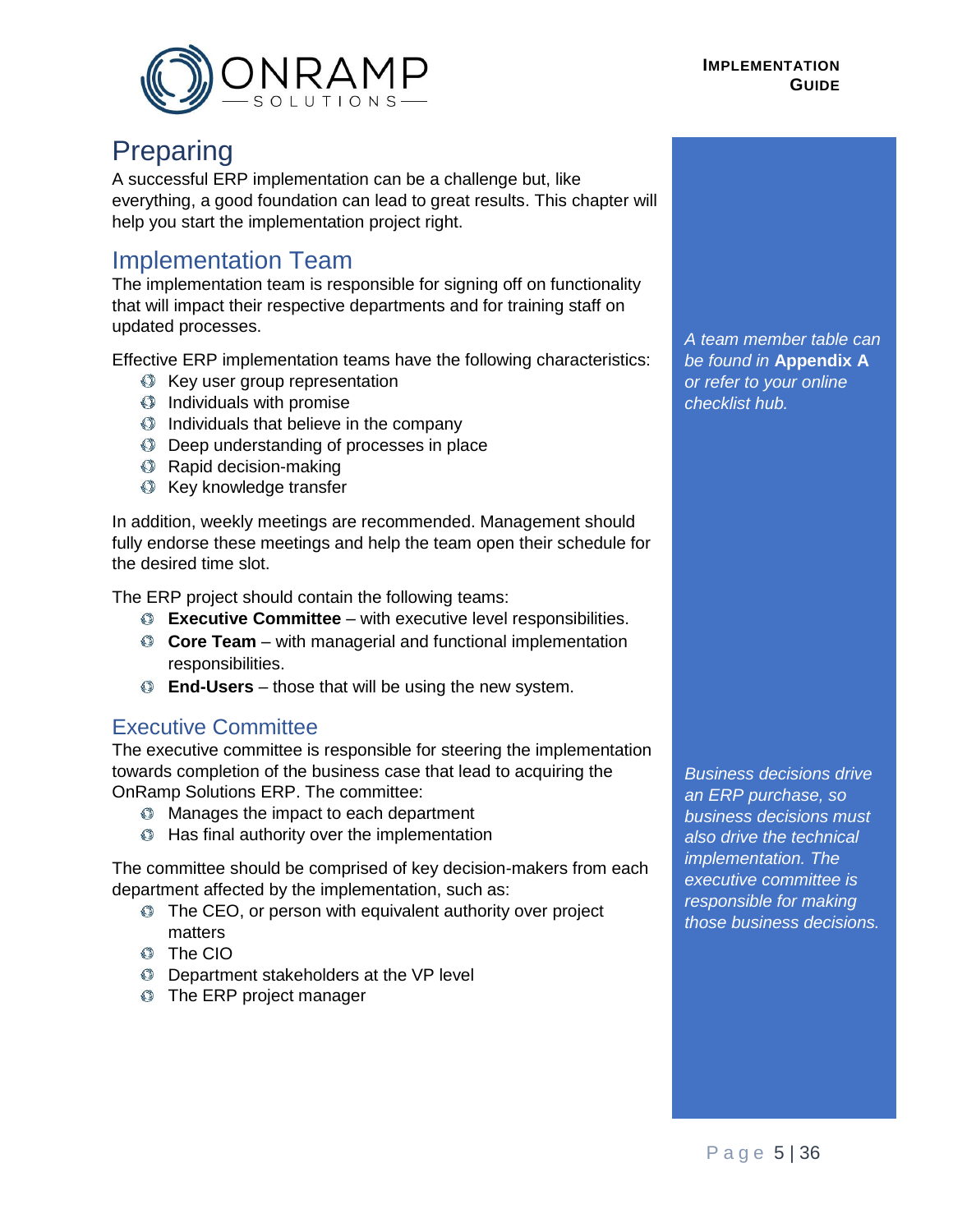# Preparing

A successful ERP implementation can be a challenge but, like everything, a good foundation can lead to great results. This chapter will help you start the implementation project right.

## Implementation Team

The implementation team is responsible for signing off on functionality that will impact their respective departments and for training staff on updated processes.

*A team member table can be found in* ***Appendix A*** *or refer to your online checklist hub.*

Effective ERP implementation teams have the following characteristics:

- Key user group representation
- Individuals with promise
- Individuals that believe in the company
- Deep understanding of processes in place
- Rapid decision-making
- Key knowledge transfer

In addition, weekly meetings are recommended. Management should fully endorse these meetings and help the team open their schedule for the desired time slot.

The ERP project should contain the following teams:

- **Executive Committee** – with executive level responsibilities.
- **Core Team** – with managerial and functional implementation responsibilities.
- **End-Users** – those that will be using the new system.

## Executive Committee

The executive committee is responsible for steering the implementation towards completion of the business case that lead to acquiring the OnRamp Solutions ERP. The committee:

- Manages the impact to each department
- Has final authority over the implementation

*Business decisions drive an ERP purchase, so business decisions must also drive the technical implementation. The executive committee is responsible for making those business decisions.*

The committee should be comprised of key decision-makers from each department affected by the implementation, such as:

- The CEO, or person with equivalent authority over project matters
- The CIO
- Department stakeholders at the VP level
- The ERP project manager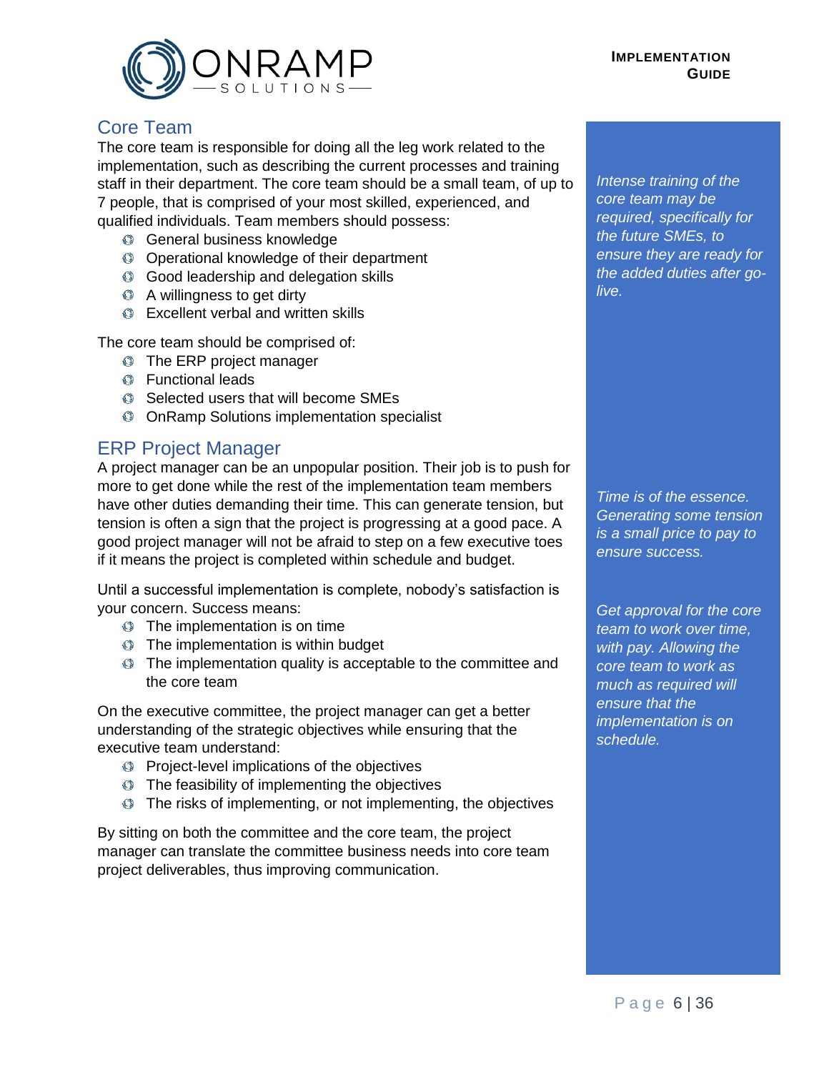## Core Team

The core team is responsible for doing all the leg work related to the implementation, such as describing the current processes and training staff in their department. The core team should be a small team, of up to 7 people, that is comprised of your most skilled, experienced, and qualified individuals. Team members should possess:

- General business knowledge
- Operational knowledge of their department
- Good leadership and delegation skills
- A willingness to get dirty
- Excellent verbal and written skills

The core team should be comprised of:

- The ERP project manager
- Functional leads
- Selected users that will become SMEs
- OnRamp Solutions implementation specialist

*Intense training of the core team may be required, specifically for the future SMEs, to ensure they are ready for the added duties after go-live.*

## ERP Project Manager

A project manager can be an unpopular position. Their job is to push for more to get done while the rest of the implementation team members have other duties demanding their time. This can generate tension, but tension is often a sign that the project is progressing at a good pace. A good project manager will not be afraid to step on a few executive toes if it means the project is completed within schedule and budget.

*Time is of the essence. Generating some tension is a small price to pay to ensure success.*

Until a successful implementation is complete, nobody's satisfaction is your concern. Success means:

- The implementation is on time
- The implementation is within budget
- The implementation quality is acceptable to the committee and the core team

*Get approval for the core team to work over time, with pay. Allowing the core team to work as much as required will ensure that the implementation is on schedule.*

On the executive committee, the project manager can get a better understanding of the strategic objectives while ensuring that the executive team understand:

- Project-level implications of the objectives
- The feasibility of implementing the objectives
- The risks of implementing, or not implementing, the objectives

By sitting on both the committee and the core team, the project manager can translate the committee business needs into core team project deliverables, thus improving communication.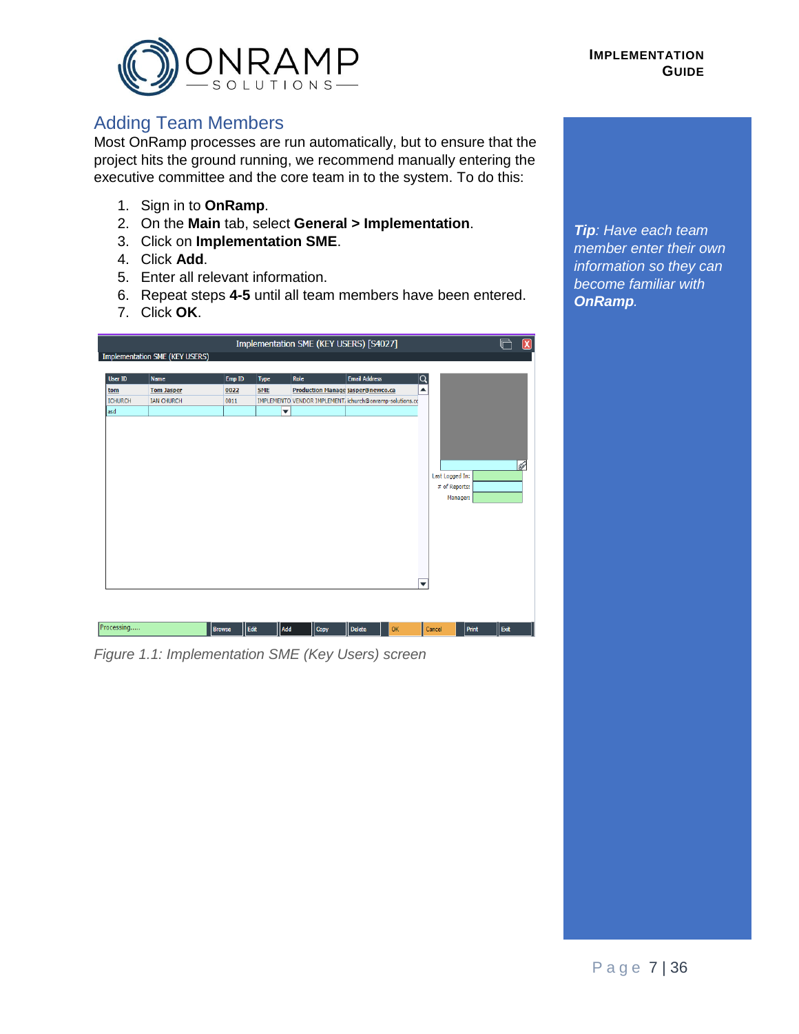## Adding Team Members

Most OnRamp processes are run automatically, but to ensure that the project hits the ground running, we recommend manually entering the executive committee and the core team in to the system. To do this:

1. Sign in to **OnRamp**.
2. On the **Main** tab, select **General > Implementation**.
3. Click on **Implementation SME**.
4. Click **Add**.
5. Enter all relevant information.
6. Repeat steps **4-5** until all team members have been entered.
7. Click **OK**.

*Figure 1.1: Implementation SME (Key Users) screen*

***Tip****: Have each team member enter their own information so they can become familiar with* ***OnRamp****.*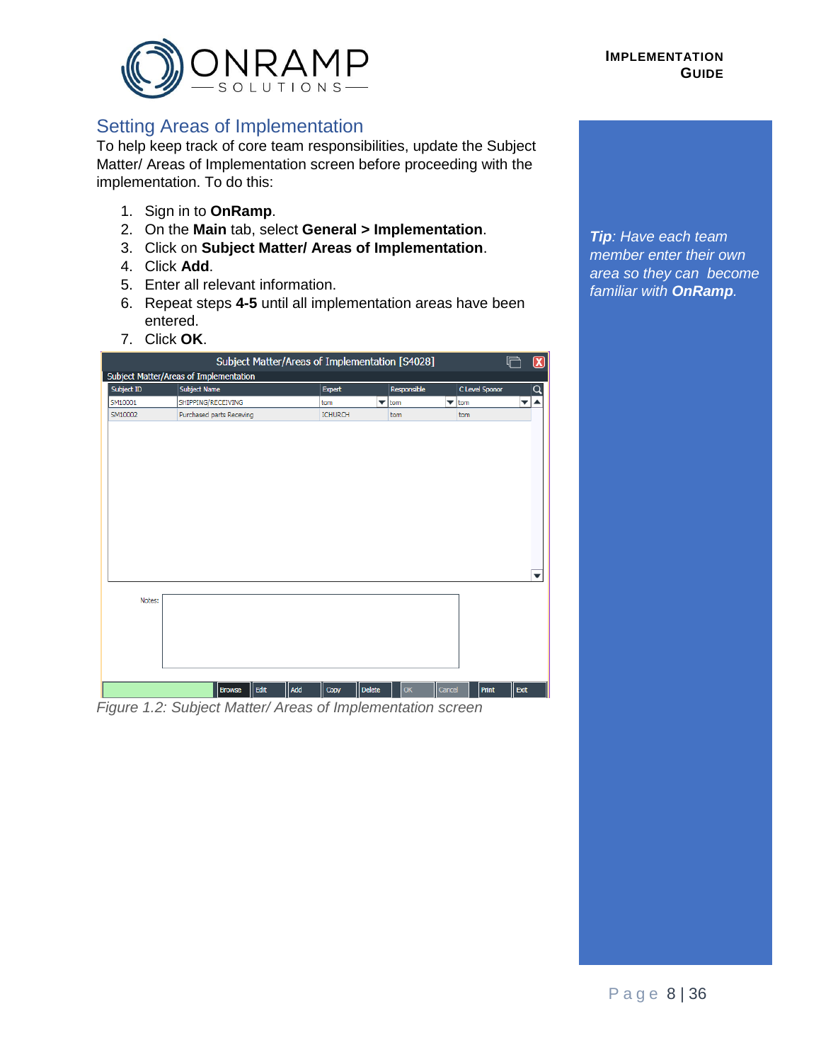## Setting Areas of Implementation

To help keep track of core team responsibilities, update the Subject Matter/ Areas of Implementation screen before proceeding with the implementation. To do this:

1. Sign in to **OnRamp**.
2. On the **Main** tab, select **General > Implementation**.
3. Click on **Subject Matter/ Areas of Implementation**.
4. Click **Add**.
5. Enter all relevant information.
6. Repeat steps **4-5** until all implementation areas have been entered.
7. Click **OK**.

*Figure 1.2: Subject Matter/ Areas of Implementation screen*

***Tip**: Have each team member enter their own area so they can become familiar with **OnRamp**.*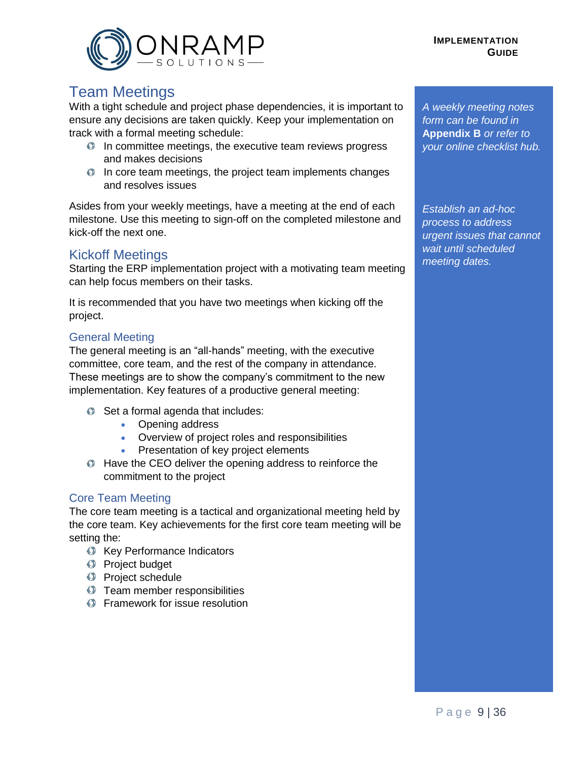## Team Meetings

With a tight schedule and project phase dependencies, it is important to ensure any decisions are taken quickly. Keep your implementation on track with a formal meeting schedule:

- In committee meetings, the executive team reviews progress and makes decisions
- In core team meetings, the project team implements changes and resolves issues

Asides from your weekly meetings, have a meeting at the end of each milestone. Use this meeting to sign-off on the completed milestone and kick-off the next one.

*A weekly meeting notes form can be found in **Appendix B** or refer to your online checklist hub.*

*Establish an ad-hoc process to address urgent issues that cannot wait until scheduled meeting dates.*

## Kickoff Meetings

Starting the ERP implementation project with a motivating team meeting can help focus members on their tasks.

It is recommended that you have two meetings when kicking off the project.

### General Meeting

The general meeting is an “all-hands” meeting, with the executive committee, core team, and the rest of the company in attendance. These meetings are to show the company’s commitment to the new implementation. Key features of a productive general meeting:

- Set a formal agenda that includes:
  - Opening address
  - Overview of project roles and responsibilities
  - Presentation of key project elements
- Have the CEO deliver the opening address to reinforce the commitment to the project

### Core Team Meeting

The core team meeting is a tactical and organizational meeting held by the core team. Key achievements for the first core team meeting will be setting the:

- Key Performance Indicators
- Project budget
- Project schedule
- Team member responsibilities
- Framework for issue resolution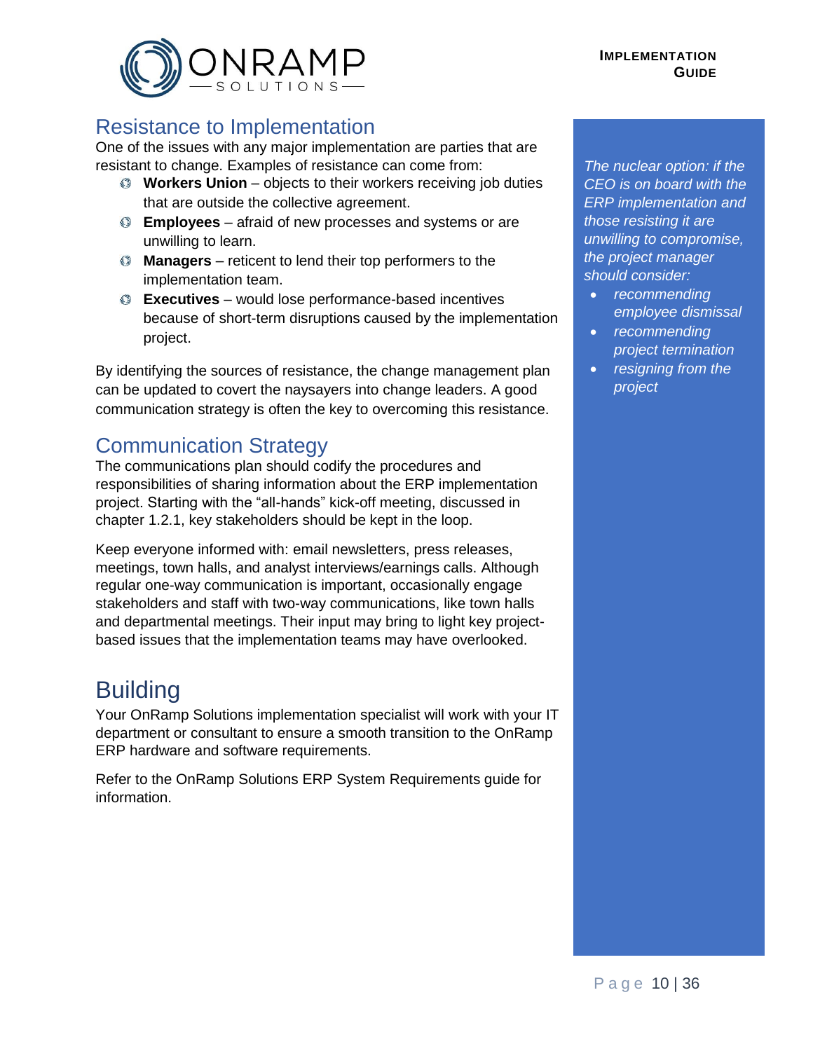## Resistance to Implementation

One of the issues with any major implementation are parties that are resistant to change. Examples of resistance can come from:

- **Workers Union** – objects to their workers receiving job duties that are outside the collective agreement.
- **Employees** – afraid of new processes and systems or are unwilling to learn.
- **Managers** – reticent to lend their top performers to the implementation team.
- **Executives** – would lose performance-based incentives because of short-term disruptions caused by the implementation project.

By identifying the sources of resistance, the change management plan can be updated to covert the naysayers into change leaders. A good communication strategy is often the key to overcoming this resistance.

*The nuclear option: if the CEO is on board with the ERP implementation and those resisting it are unwilling to compromise, the project manager should consider:*

- *recommending employee dismissal*
- *recommending project termination*
- *resigning from the project*

## Communication Strategy

The communications plan should codify the procedures and responsibilities of sharing information about the ERP implementation project. Starting with the "all-hands" kick-off meeting, discussed in chapter 1.2.1, key stakeholders should be kept in the loop.

Keep everyone informed with: email newsletters, press releases, meetings, town halls, and analyst interviews/earnings calls. Although regular one-way communication is important, occasionally engage stakeholders and staff with two-way communications, like town halls and departmental meetings. Their input may bring to light key project-based issues that the implementation teams may have overlooked.

# Building

Your OnRamp Solutions implementation specialist will work with your IT department or consultant to ensure a smooth transition to the OnRamp ERP hardware and software requirements.

Refer to the OnRamp Solutions ERP System Requirements guide for information.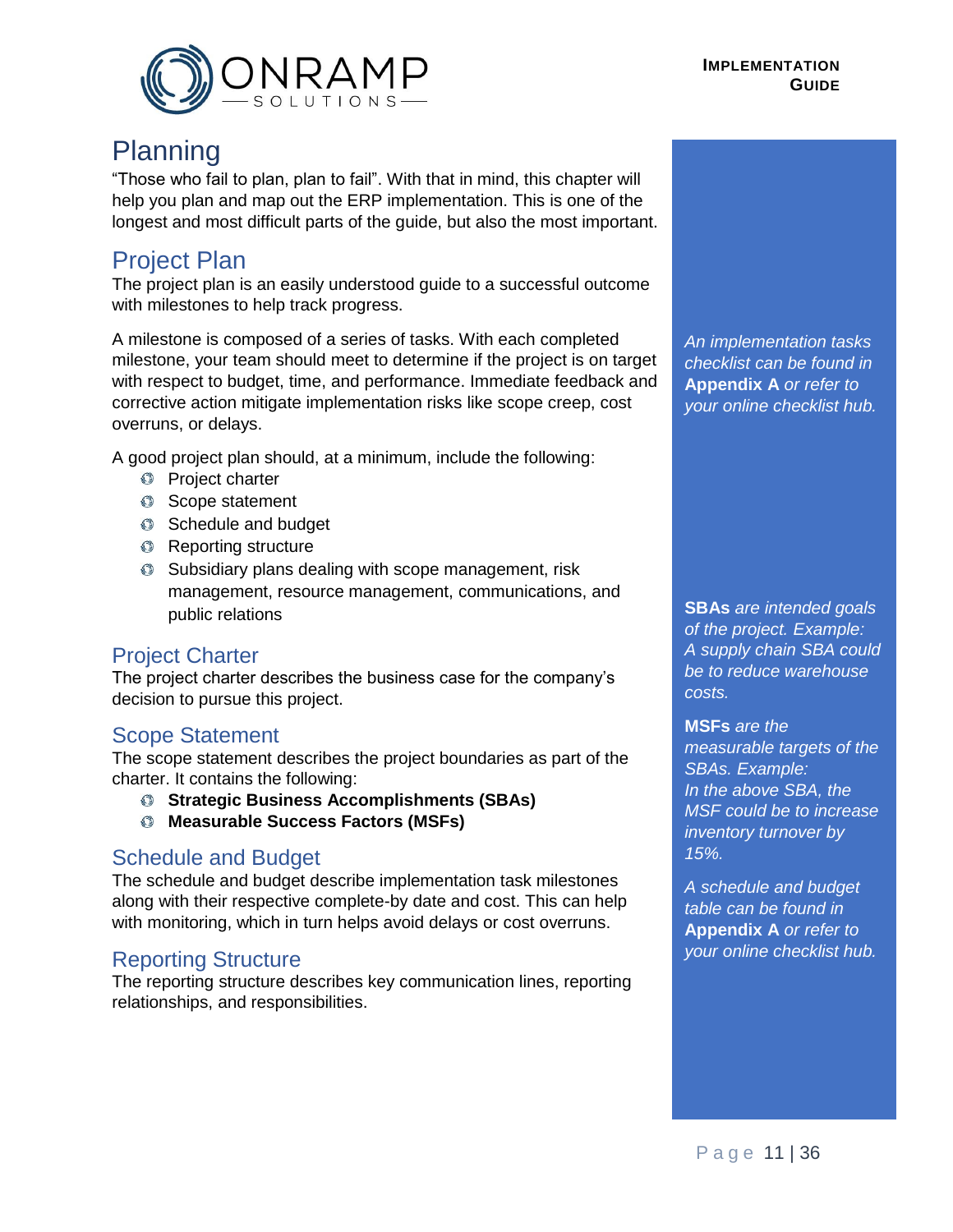# Planning

"Those who fail to plan, plan to fail". With that in mind, this chapter will help you plan and map out the ERP implementation. This is one of the longest and most difficult parts of the guide, but also the most important.

## Project Plan

The project plan is an easily understood guide to a successful outcome with milestones to help track progress.

A milestone is composed of a series of tasks. With each completed milestone, your team should meet to determine if the project is on target with respect to budget, time, and performance. Immediate feedback and corrective action mitigate implementation risks like scope creep, cost overruns, or delays.

*An implementation tasks checklist can be found in* ***Appendix A*** *or refer to your online checklist hub.*

A good project plan should, at a minimum, include the following:

- Project charter
- Scope statement
- Schedule and budget
- Reporting structure
- Subsidiary plans dealing with scope management, risk management, resource management, communications, and public relations

## Project Charter

The project charter describes the business case for the company's decision to pursue this project.

## Scope Statement

The scope statement describes the project boundaries as part of the charter. It contains the following:

- **Strategic Business Accomplishments (SBAs)**
- **Measurable Success Factors (MSFs)**

***SBAs*** *are intended goals of the project. Example: A supply chain SBA could be to reduce warehouse costs.*

***MSFs*** *are the measurable targets of the SBAs. Example: In the above SBA, the MSF could be to increase inventory turnover by 15%.*

## Schedule and Budget

The schedule and budget describe implementation task milestones along with their respective complete-by date and cost. This can help with monitoring, which in turn helps avoid delays or cost overruns.

*A schedule and budget table can be found in* ***Appendix A*** *or refer to your online checklist hub.*

## Reporting Structure

The reporting structure describes key communication lines, reporting relationships, and responsibilities.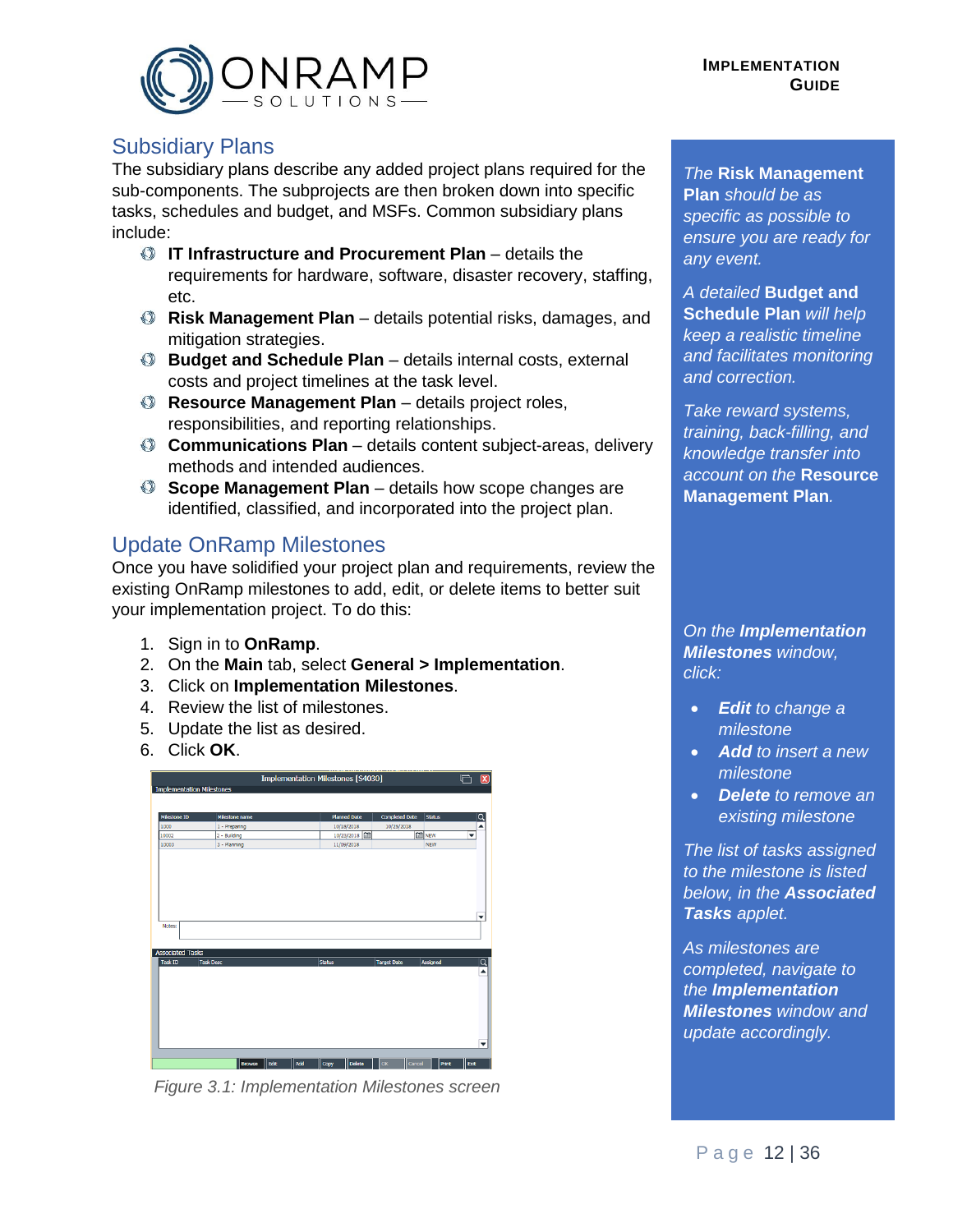## Subsidiary Plans

The subsidiary plans describe any added project plans required for the sub-components. The subprojects are then broken down into specific tasks, schedules and budget, and MSFs. Common subsidiary plans include:

- **IT Infrastructure and Procurement Plan** – details the requirements for hardware, software, disaster recovery, staffing, etc.
- **Risk Management Plan** – details potential risks, damages, and mitigation strategies.
- **Budget and Schedule Plan** – details internal costs, external costs and project timelines at the task level.
- **Resource Management Plan** – details project roles, responsibilities, and reporting relationships.
- **Communications Plan** – details content subject-areas, delivery methods and intended audiences.
- **Scope Management Plan** – details how scope changes are identified, classified, and incorporated into the project plan.

## Update OnRamp Milestones

Once you have solidified your project plan and requirements, review the existing OnRamp milestones to add, edit, or delete items to better suit your implementation project. To do this:

1. Sign in to **OnRamp**.
2. On the **Main** tab, select **General > Implementation**.
3. Click on **Implementation Milestones**.
4. Review the list of milestones.
5. Update the list as desired.
6. Click **OK**.

*Figure 3.1: Implementation Milestones screen*

*The* ***Risk Management Plan*** *should be as specific as possible to ensure you are ready for any event.*

*A detailed* ***Budget and Schedule Plan*** *will help keep a realistic timeline and facilitates monitoring and correction.*

*Take reward systems, training, back-filling, and knowledge transfer into account on the* ***Resource Management Plan****.*

*On the* ***Implementation Milestones*** *window, click:*

- ***Edit*** *to change a milestone*
- ***Add*** *to insert a new milestone*
- ***Delete*** *to remove an existing milestone*

*The list of tasks assigned to the milestone is listed below, in the* ***Associated Tasks*** *applet.*

*As milestones are completed, navigate to the* ***Implementation Milestones*** *window and update accordingly.*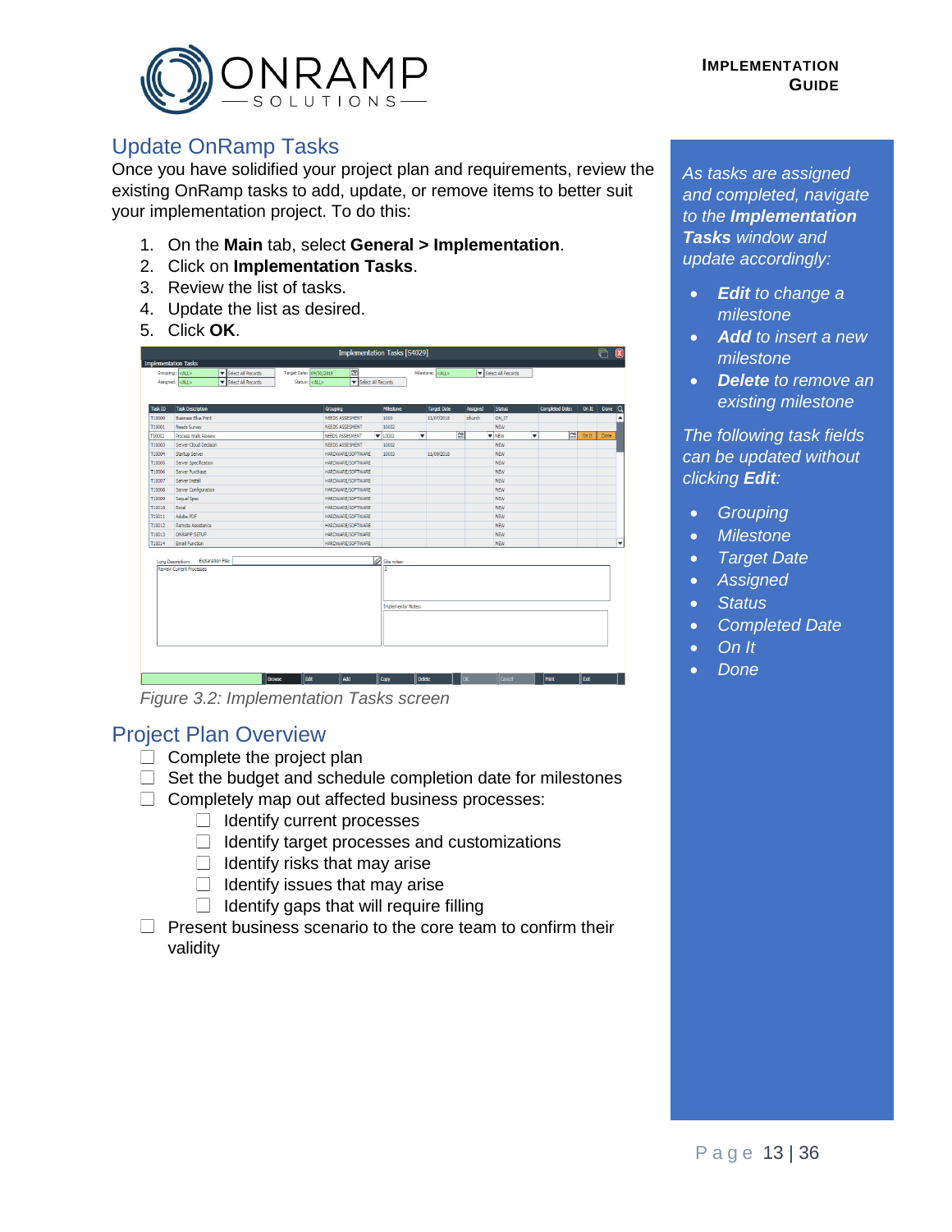## Update OnRamp Tasks

Once you have solidified your project plan and requirements, review the existing OnRamp tasks to add, update, or remove items to better suit your implementation project. To do this:

1. On the **Main** tab, select **General > Implementation**.
2. Click on **Implementation Tasks**.
3. Review the list of tasks.
4. Update the list as desired.
5. Click **OK**.

*Figure 3.2: Implementation Tasks screen*

## Project Plan Overview

- [ ] Complete the project plan
- [ ] Set the budget and schedule completion date for milestones
- [ ] Completely map out affected business processes:
    - [ ] Identify current processes
    - [ ] Identify target processes and customizations
    - [ ] Identify risks that may arise
    - [ ] Identify issues that may arise
    - [ ] Identify gaps that will require filling
- [ ] Present business scenario to the core team to confirm their validity

*As tasks are assigned and completed, navigate to the* ***Implementation Tasks*** *window and update accordingly:*

- ***Edit*** *to change a milestone*
- ***Add*** *to insert a new milestone*
- ***Delete*** *to remove an existing milestone*

*The following task fields can be updated without clicking* ***Edit****:*

- *Grouping*
- *Milestone*
- *Target Date*
- *Assigned*
- *Status*
- *Completed Date*
- *On It*
- *Done*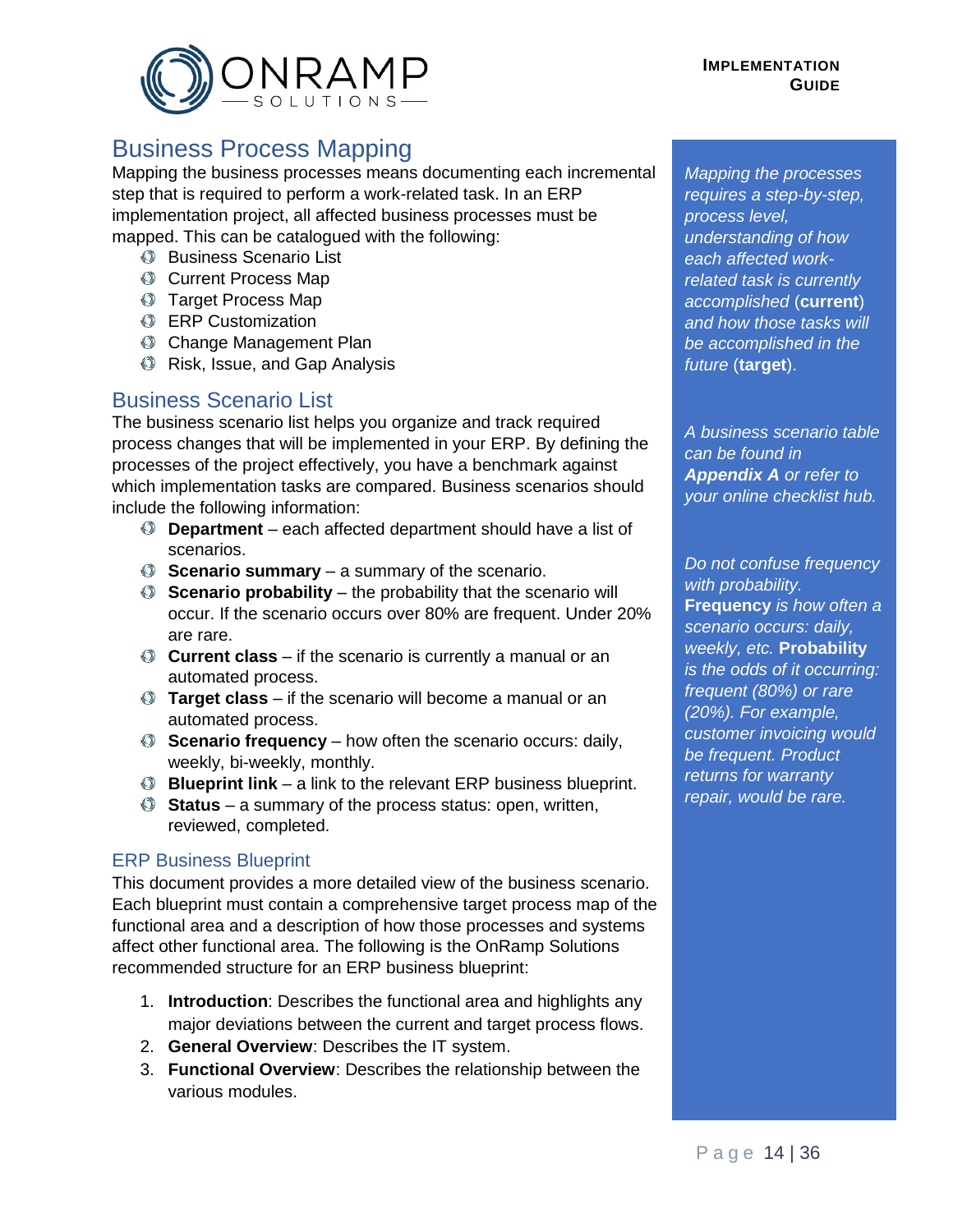## Business Process Mapping

Mapping the business processes means documenting each incremental step that is required to perform a work-related task. In an ERP implementation project, all affected business processes must be mapped. This can be catalogued with the following:

- Business Scenario List
- Current Process Map
- Target Process Map
- ERP Customization
- Change Management Plan
- Risk, Issue, and Gap Analysis

## Business Scenario List

The business scenario list helps you organize and track required process changes that will be implemented in your ERP. By defining the processes of the project effectively, you have a benchmark against which implementation tasks are compared. Business scenarios should include the following information:

- **Department** – each affected department should have a list of scenarios.
- **Scenario summary** – a summary of the scenario.
- **Scenario probability** – the probability that the scenario will occur. If the scenario occurs over 80% are frequent. Under 20% are rare.
- **Current class** – if the scenario is currently a manual or an automated process.
- **Target class** – if the scenario will become a manual or an automated process.
- **Scenario frequency** – how often the scenario occurs: daily, weekly, bi-weekly, monthly.
- **Blueprint link** – a link to the relevant ERP business blueprint.
- **Status** – a summary of the process status: open, written, reviewed, completed.

### ERP Business Blueprint

This document provides a more detailed view of the business scenario. Each blueprint must contain a comprehensive target process map of the functional area and a description of how those processes and systems affect other functional area. The following is the OnRamp Solutions recommended structure for an ERP business blueprint:

1. **Introduction**: Describes the functional area and highlights any major deviations between the current and target process flows.
2. **General Overview**: Describes the IT system.
3. **Functional Overview**: Describes the relationship between the various modules.

*Mapping the processes requires a step-by-step, process level, understanding of how each affected work-related task is currently accomplished* (**current**) *and how those tasks will be accomplished in the future* (**target**).

*A business scenario table can be found in **Appendix A** or refer to your online checklist hub.*

*Do not confuse frequency with probability.* **Frequency** *is how often a scenario occurs: daily, weekly, etc.* **Probability** *is the odds of it occurring: frequent (80%) or rare (20%). For example, customer invoicing would be frequent. Product returns for warranty repair, would be rare.*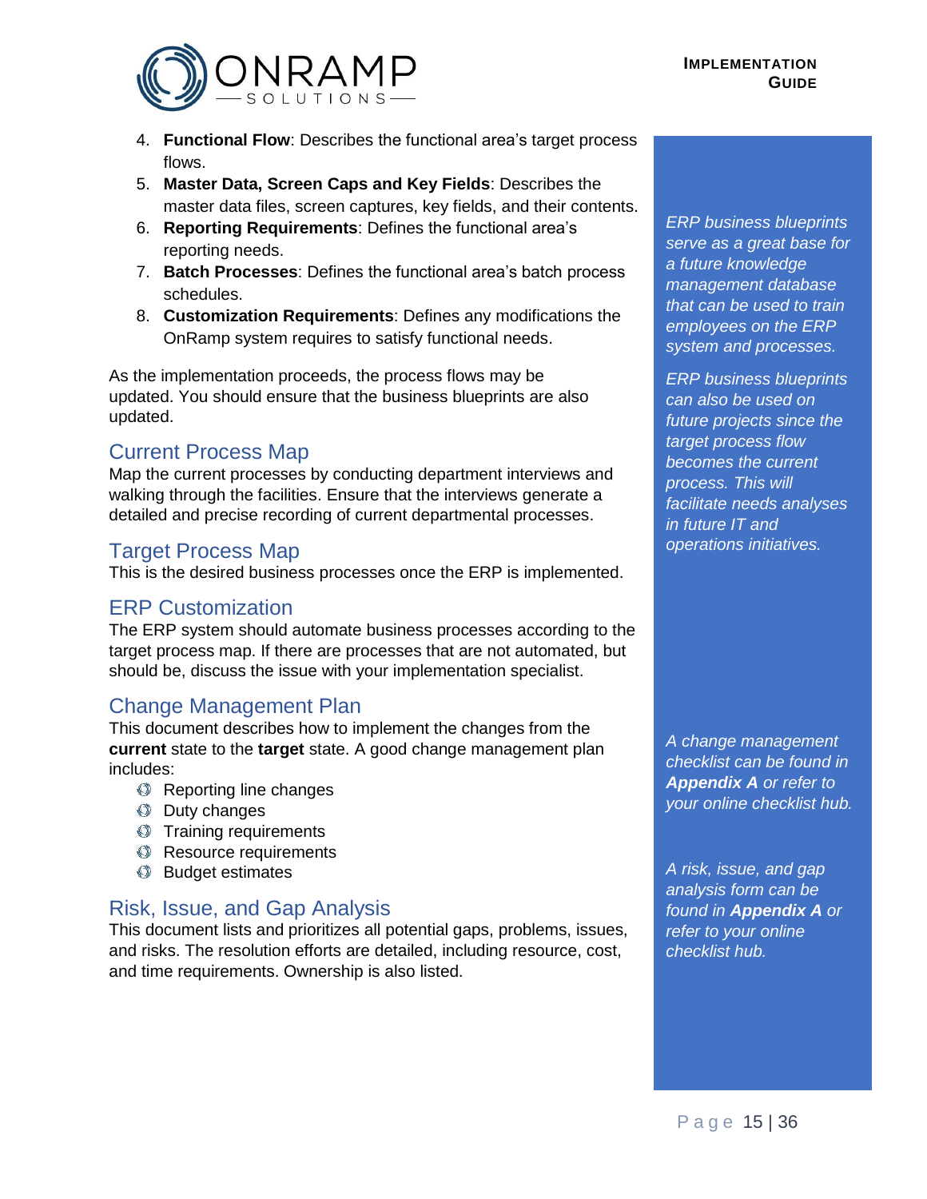4. **Functional Flow**: Describes the functional area's target process flows.
5. **Master Data, Screen Caps and Key Fields**: Describes the master data files, screen captures, key fields, and their contents.
6. **Reporting Requirements**: Defines the functional area's reporting needs.
7. **Batch Processes**: Defines the functional area's batch process schedules.
8. **Customization Requirements**: Defines any modifications the OnRamp system requires to satisfy functional needs.

As the implementation proceeds, the process flows may be updated. You should ensure that the business blueprints are also updated.

*ERP business blueprints serve as a great base for a future knowledge management database that can be used to train employees on the ERP system and processes.*

*ERP business blueprints can also be used on future projects since the target process flow becomes the current process. This will facilitate needs analyses in future IT and operations initiatives.*

## Current Process Map

Map the current processes by conducting department interviews and walking through the facilities. Ensure that the interviews generate a detailed and precise recording of current departmental processes.

## Target Process Map

This is the desired business processes once the ERP is implemented.

## ERP Customization

The ERP system should automate business processes according to the target process map. If there are processes that are not automated, but should be, discuss the issue with your implementation specialist.

## Change Management Plan

This document describes how to implement the changes from the **current** state to the **target** state. A good change management plan includes:

- Reporting line changes
- Duty changes
- Training requirements
- Resource requirements
- Budget estimates

*A change management checklist can be found in **Appendix A** or refer to your online checklist hub.*

## Risk, Issue, and Gap Analysis

This document lists and prioritizes all potential gaps, problems, issues, and risks. The resolution efforts are detailed, including resource, cost, and time requirements. Ownership is also listed.

*A risk, issue, and gap analysis form can be found in **Appendix A** or refer to your online checklist hub.*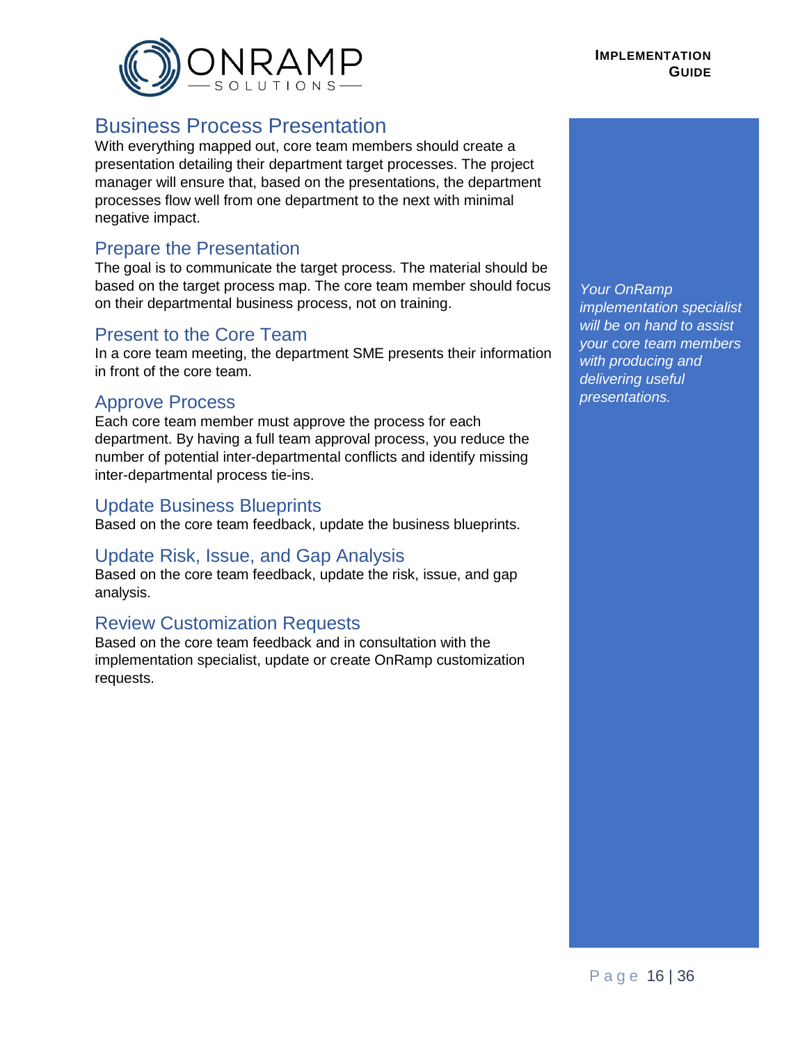## Business Process Presentation

With everything mapped out, core team members should create a presentation detailing their department target processes. The project manager will ensure that, based on the presentations, the department processes flow well from one department to the next with minimal negative impact.

### Prepare the Presentation

The goal is to communicate the target process. The material should be based on the target process map. The core team member should focus on their departmental business process, not on training.

### Present to the Core Team

In a core team meeting, the department SME presents their information in front of the core team.

### Approve Process

Each core team member must approve the process for each department. By having a full team approval process, you reduce the number of potential inter-departmental conflicts and identify missing inter-departmental process tie-ins.

### Update Business Blueprints

Based on the core team feedback, update the business blueprints.

### Update Risk, Issue, and Gap Analysis

Based on the core team feedback, update the risk, issue, and gap analysis.

### Review Customization Requests

Based on the core team feedback and in consultation with the implementation specialist, update or create OnRamp customization requests.

*Your OnRamp implementation specialist will be on hand to assist your core team members with producing and delivering useful presentations.*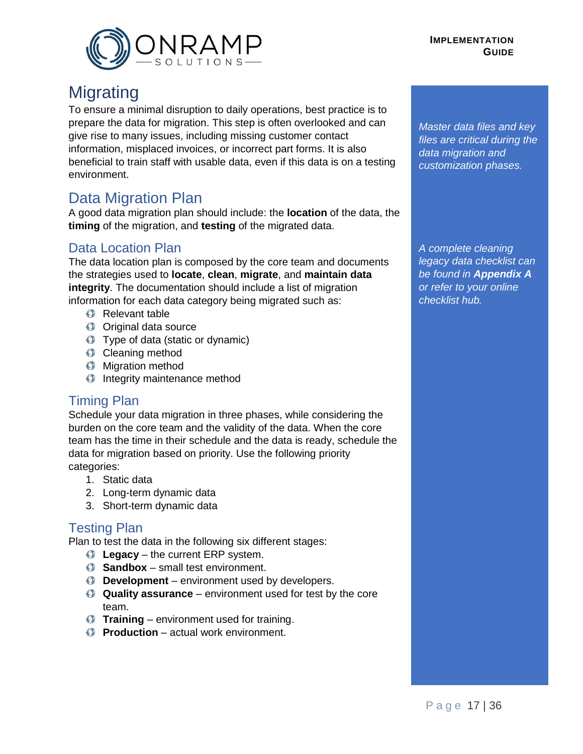# Migrating

To ensure a minimal disruption to daily operations, best practice is to prepare the data for migration. This step is often overlooked and can give rise to many issues, including missing customer contact information, misplaced invoices, or incorrect part forms. It is also beneficial to train staff with usable data, even if this data is on a testing environment.

*Master data files and key files are critical during the data migration and customization phases.*

## Data Migration Plan

A good data migration plan should include: the **location** of the data, the **timing** of the migration, and **testing** of the migrated data.

### Data Location Plan

The data location plan is composed by the core team and documents the strategies used to **locate**, **clean**, **migrate**, and **maintain data integrity**. The documentation should include a list of migration information for each data category being migrated such as:

- Relevant table
- Original data source
- Type of data (static or dynamic)
- Cleaning method
- Migration method
- Integrity maintenance method

*A complete cleaning legacy data checklist can be found in **Appendix A** or refer to your online checklist hub.*

### Timing Plan

Schedule your data migration in three phases, while considering the burden on the core team and the validity of the data. When the core team has the time in their schedule and the data is ready, schedule the data for migration based on priority. Use the following priority categories:

1. Static data
2. Long-term dynamic data
3. Short-term dynamic data

### Testing Plan

Plan to test the data in the following six different stages:

- **Legacy** – the current ERP system.
- **Sandbox** – small test environment.
- **Development** – environment used by developers.
- **Quality assurance** – environment used for test by the core team.
- **Training** – environment used for training.
- **Production** – actual work environment.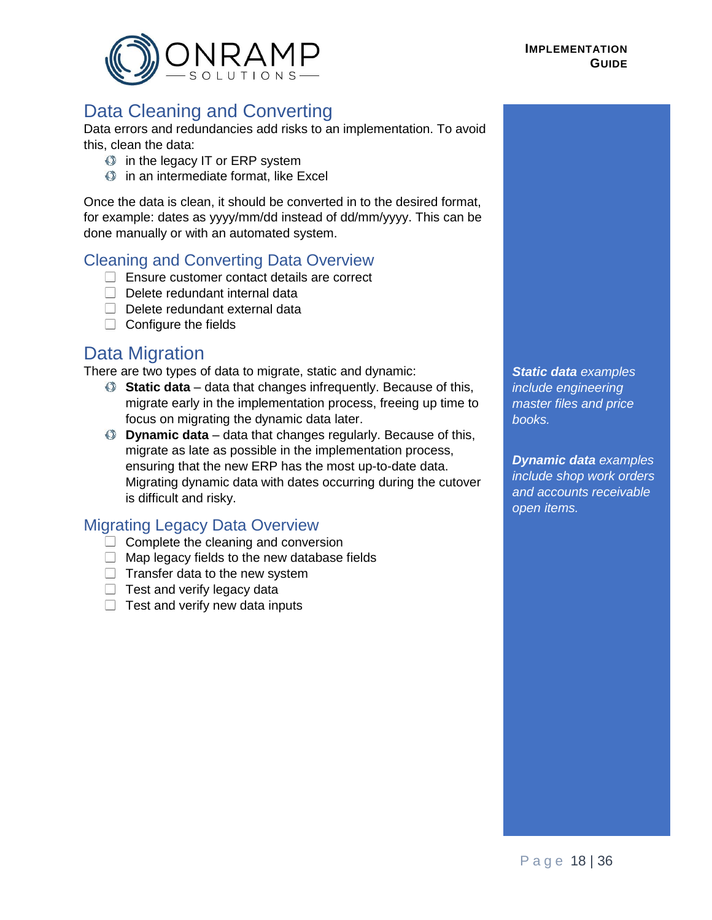## Data Cleaning and Converting

Data errors and redundancies add risks to an implementation. To avoid this, clean the data:

- in the legacy IT or ERP system
- in an intermediate format, like Excel

Once the data is clean, it should be converted in to the desired format, for example: dates as yyyy/mm/dd instead of dd/mm/yyyy. This can be done manually or with an automated system.

### Cleaning and Converting Data Overview

- [ ] Ensure customer contact details are correct
- [ ] Delete redundant internal data
- [ ] Delete redundant external data
- [ ] Configure the fields

## Data Migration

There are two types of data to migrate, static and dynamic:

- **Static data** – data that changes infrequently. Because of this, migrate early in the implementation process, freeing up time to focus on migrating the dynamic data later.
- **Dynamic data** – data that changes regularly. Because of this, migrate as late as possible in the implementation process, ensuring that the new ERP has the most up-to-date data. Migrating dynamic data with dates occurring during the cutover is difficult and risky.

***Static data** examples include engineering master files and price books.*

***Dynamic data** examples include shop work orders and accounts receivable open items.*

### Migrating Legacy Data Overview

- [ ] Complete the cleaning and conversion
- [ ] Map legacy fields to the new database fields
- [ ] Transfer data to the new system
- [ ] Test and verify legacy data
- [ ] Test and verify new data inputs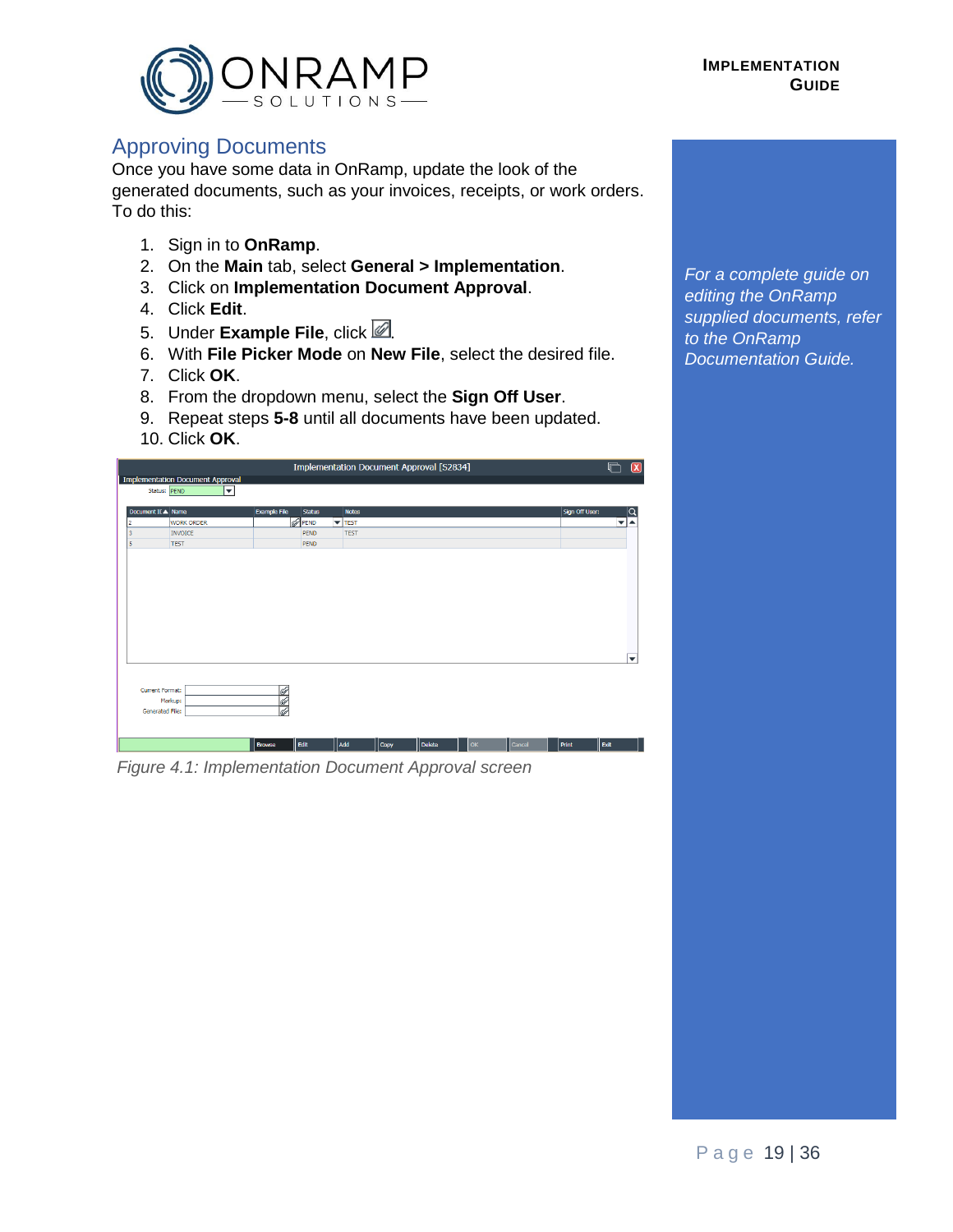## Approving Documents

Once you have some data in OnRamp, update the look of the generated documents, such as your invoices, receipts, or work orders. To do this:

1. Sign in to **OnRamp**.
2. On the **Main** tab, select **General > Implementation**.
3. Click on **Implementation Document Approval**.
4. Click **Edit**.
5. Under **Example File**, click .
6. With **File Picker Mode** on **New File**, select the desired file.
7. Click **OK**.
8. From the dropdown menu, select the **Sign Off User**.
9. Repeat steps **5-8** until all documents have been updated.
10. Click **OK**.

*Figure 4.1: Implementation Document Approval screen*

*For a complete guide on editing the OnRamp supplied documents, refer to the OnRamp Documentation Guide.*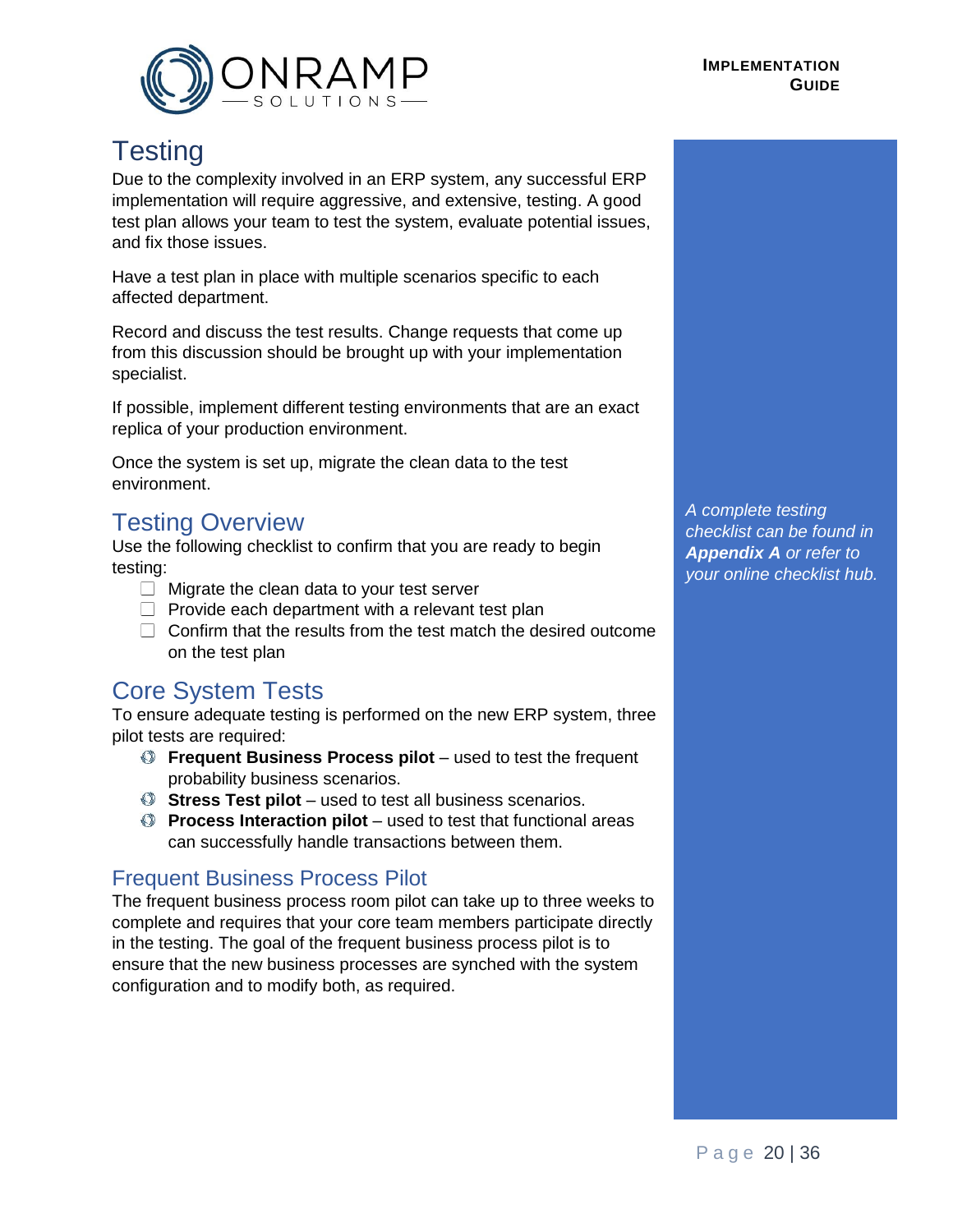# Testing

Due to the complexity involved in an ERP system, any successful ERP implementation will require aggressive, and extensive, testing. A good test plan allows your team to test the system, evaluate potential issues, and fix those issues.

Have a test plan in place with multiple scenarios specific to each affected department.

Record and discuss the test results. Change requests that come up from this discussion should be brought up with your implementation specialist.

If possible, implement different testing environments that are an exact replica of your production environment.

Once the system is set up, migrate the clean data to the test environment.

## Testing Overview

Use the following checklist to confirm that you are ready to begin testing:

- [ ] Migrate the clean data to your test server
- [ ] Provide each department with a relevant test plan
- [ ] Confirm that the results from the test match the desired outcome on the test plan

*A complete testing checklist can be found in **Appendix A** or refer to your online checklist hub.*

## Core System Tests

To ensure adequate testing is performed on the new ERP system, three pilot tests are required:

- **Frequent Business Process pilot** – used to test the frequent probability business scenarios.
- **Stress Test pilot** – used to test all business scenarios.
- **Process Interaction pilot** – used to test that functional areas can successfully handle transactions between them.

### Frequent Business Process Pilot

The frequent business process room pilot can take up to three weeks to complete and requires that your core team members participate directly in the testing. The goal of the frequent business process pilot is to ensure that the new business processes are synched with the system configuration and to modify both, as required.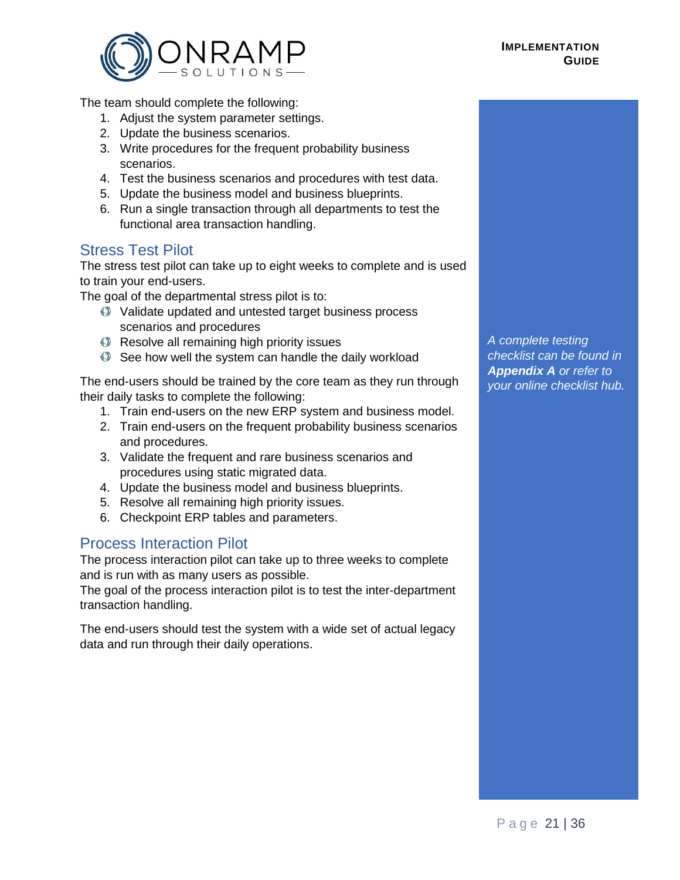The team should complete the following:

1. Adjust the system parameter settings.
2. Update the business scenarios.
3. Write procedures for the frequent probability business scenarios.
4. Test the business scenarios and procedures with test data.
5. Update the business model and business blueprints.
6. Run a single transaction through all departments to test the functional area transaction handling.

## Stress Test Pilot

The stress test pilot can take up to eight weeks to complete and is used to train your end-users.

The goal of the departmental stress pilot is to:

- Validate updated and untested target business process scenarios and procedures
- Resolve all remaining high priority issues
- See how well the system can handle the daily workload

The end-users should be trained by the core team as they run through their daily tasks to complete the following:

1. Train end-users on the new ERP system and business model.
2. Train end-users on the frequent probability business scenarios and procedures.
3. Validate the frequent and rare business scenarios and procedures using static migrated data.
4. Update the business model and business blueprints.
5. Resolve all remaining high priority issues.
6. Checkpoint ERP tables and parameters.

## Process Interaction Pilot

The process interaction pilot can take up to three weeks to complete and is run with as many users as possible.

The goal of the process interaction pilot is to test the inter-department transaction handling.

The end-users should test the system with a wide set of actual legacy data and run through their daily operations.

*A complete testing checklist can be found in **Appendix A** or refer to your online checklist hub.*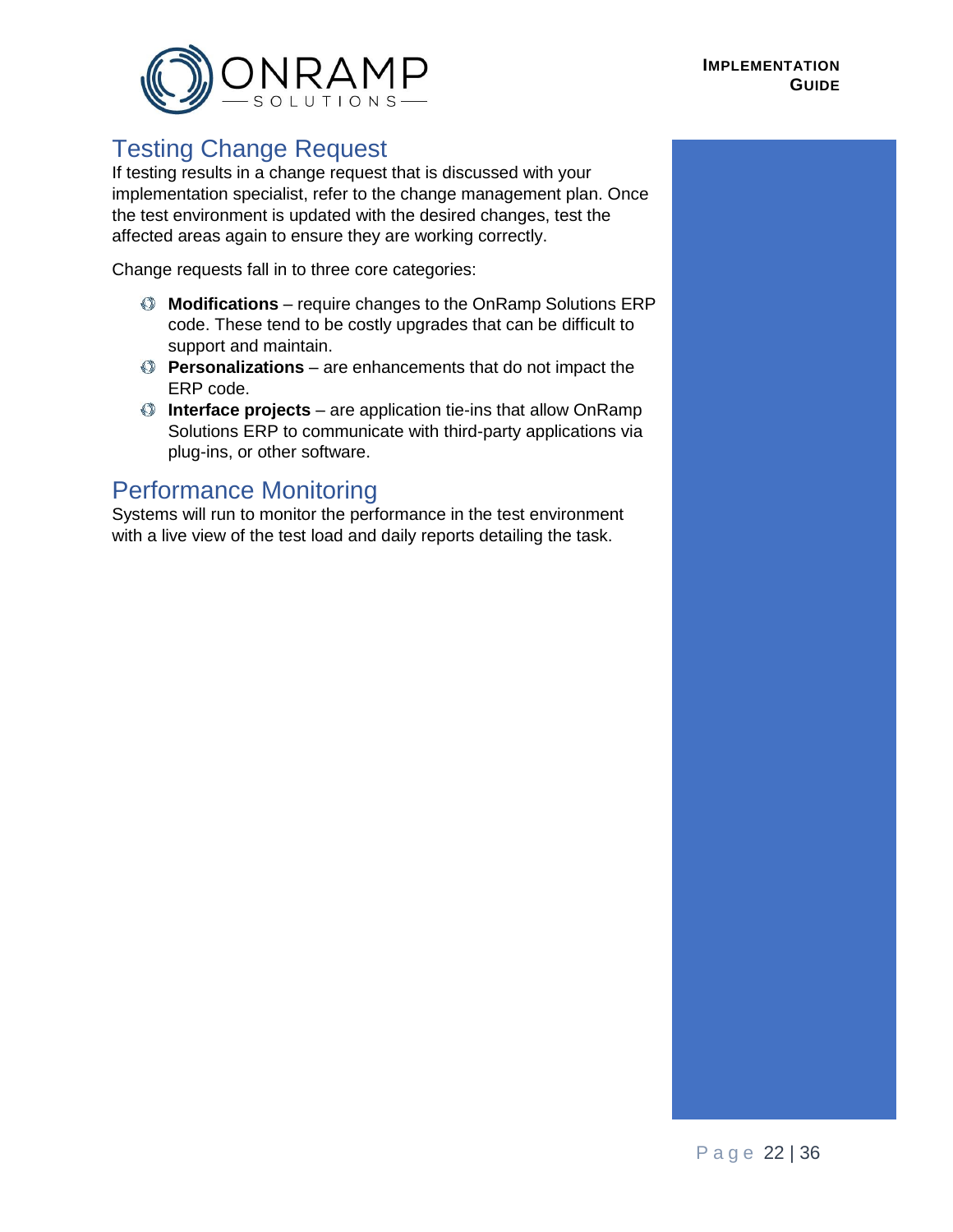## Testing Change Request

If testing results in a change request that is discussed with your implementation specialist, refer to the change management plan. Once the test environment is updated with the desired changes, test the affected areas again to ensure they are working correctly.

Change requests fall in to three core categories:

- **Modifications** – require changes to the OnRamp Solutions ERP code. These tend to be costly upgrades that can be difficult to support and maintain.
- **Personalizations** – are enhancements that do not impact the ERP code.
- **Interface projects** – are application tie-ins that allow OnRamp Solutions ERP to communicate with third-party applications via plug-ins, or other software.

## Performance Monitoring

Systems will run to monitor the performance in the test environment with a live view of the test load and daily reports detailing the task.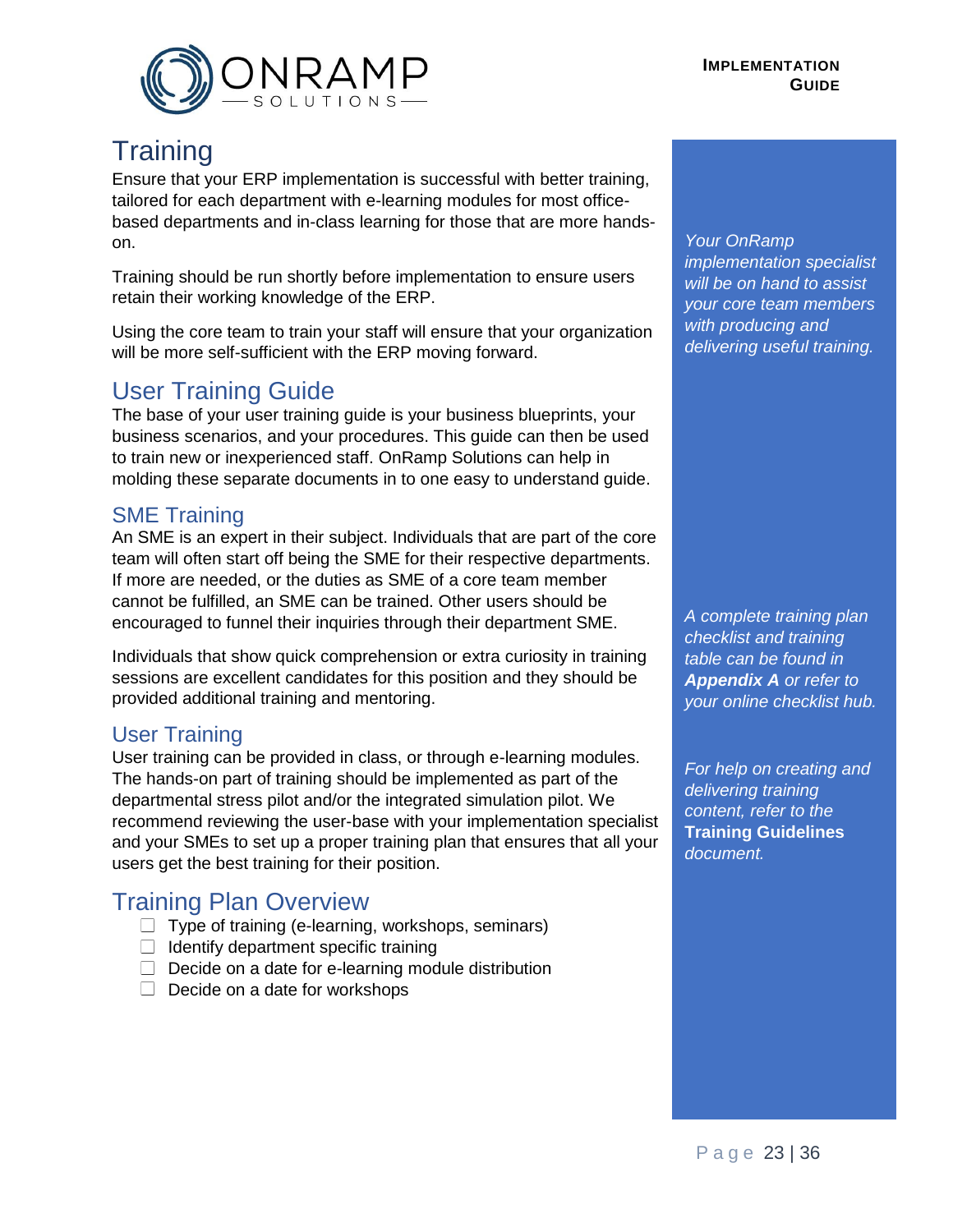# Training

Ensure that your ERP implementation is successful with better training, tailored for each department with e-learning modules for most office-based departments and in-class learning for those that are more hands-on.

Training should be run shortly before implementation to ensure users retain their working knowledge of the ERP.

Using the core team to train your staff will ensure that your organization will be more self-sufficient with the ERP moving forward.

*Your OnRamp implementation specialist will be on hand to assist your core team members with producing and delivering useful training.*

## User Training Guide

The base of your user training guide is your business blueprints, your business scenarios, and your procedures. This guide can then be used to train new or inexperienced staff. OnRamp Solutions can help in molding these separate documents in to one easy to understand guide.

### SME Training

An SME is an expert in their subject. Individuals that are part of the core team will often start off being the SME for their respective departments. If more are needed, or the duties as SME of a core team member cannot be fulfilled, an SME can be trained. Other users should be encouraged to funnel their inquiries through their department SME.

Individuals that show quick comprehension or extra curiosity in training sessions are excellent candidates for this position and they should be provided additional training and mentoring.

*A complete training plan checklist and training table can be found in* ***Appendix A*** *or refer to your online checklist hub.*

### User Training

User training can be provided in class, or through e-learning modules. The hands-on part of training should be implemented as part of the departmental stress pilot and/or the integrated simulation pilot. We recommend reviewing the user-base with your implementation specialist and your SMEs to set up a proper training plan that ensures that all your users get the best training for their position.

*For help on creating and delivering training content, refer to the* **Training Guidelines** *document.*

## Training Plan Overview

- [ ] Type of training (e-learning, workshops, seminars)
- [ ] Identify department specific training
- [ ] Decide on a date for e-learning module distribution
- [ ] Decide on a date for workshops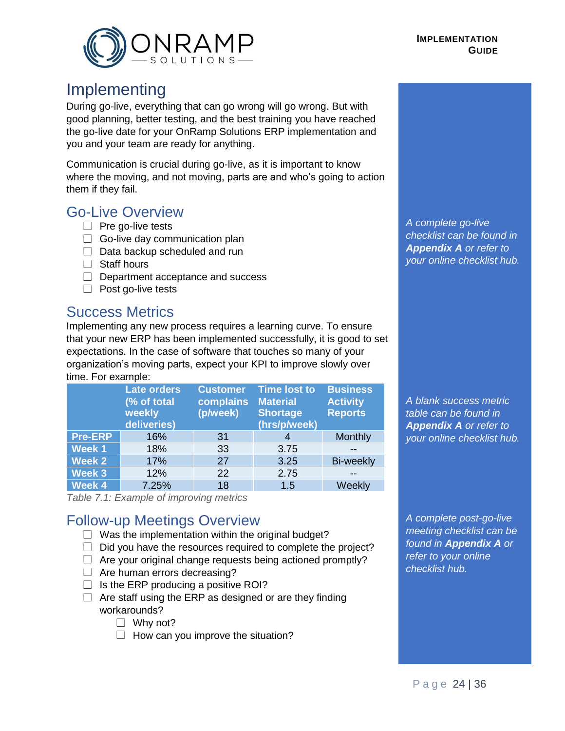# Implementing

During go-live, everything that can go wrong will go wrong. But with good planning, better testing, and the best training you have reached the go-live date for your OnRamp Solutions ERP implementation and you and your team are ready for anything.

Communication is crucial during go-live, as it is important to know where the moving, and not moving, parts are and who's going to action them if they fail.

## Go-Live Overview

- ☐ Pre go-live tests
- ☐ Go-live day communication plan
- ☐ Data backup scheduled and run
- ☐ Staff hours
- ☐ Department acceptance and success
- ☐ Post go-live tests

*A complete go-live checklist can be found in **Appendix A** or refer to your online checklist hub.*

## Success Metrics

Implementing any new process requires a learning curve. To ensure that your new ERP has been implemented successfully, it is good to set expectations. In the case of software that touches so many of your organization's moving parts, expect your KPI to improve slowly over time. For example:

| | Late orders (% of total weekly deliveries) | Customer complains (p/week) | Time lost to Material Shortage (hrs/p/week) | Business Activity Reports |
|---|---|---|---|---|
| **Pre-ERP** | 16% | 31 | 4 | Monthly |
| **Week 1** | 18% | 33 | 3.75 | -- |
| **Week 2** | 17% | 27 | 3.25 | Bi-weekly |
| **Week 3** | 12% | 22 | 2.75 | -- |
| **Week 4** | 7.25% | 18 | 1.5 | Weekly |

*Table 7.1: Example of improving metrics*

*A blank success metric table can be found in **Appendix A** or refer to your online checklist hub.*

## Follow-up Meetings Overview

- ☐ Was the implementation within the original budget?
- ☐ Did you have the resources required to complete the project?
- ☐ Are your original change requests being actioned promptly?
- ☐ Are human errors decreasing?
- ☐ Is the ERP producing a positive ROI?
- ☐ Are staff using the ERP as designed or are they finding workarounds?
  - ☐ Why not?
  - ☐ How can you improve the situation?

*A complete post-go-live meeting checklist can be found in **Appendix A** or refer to your online checklist hub.*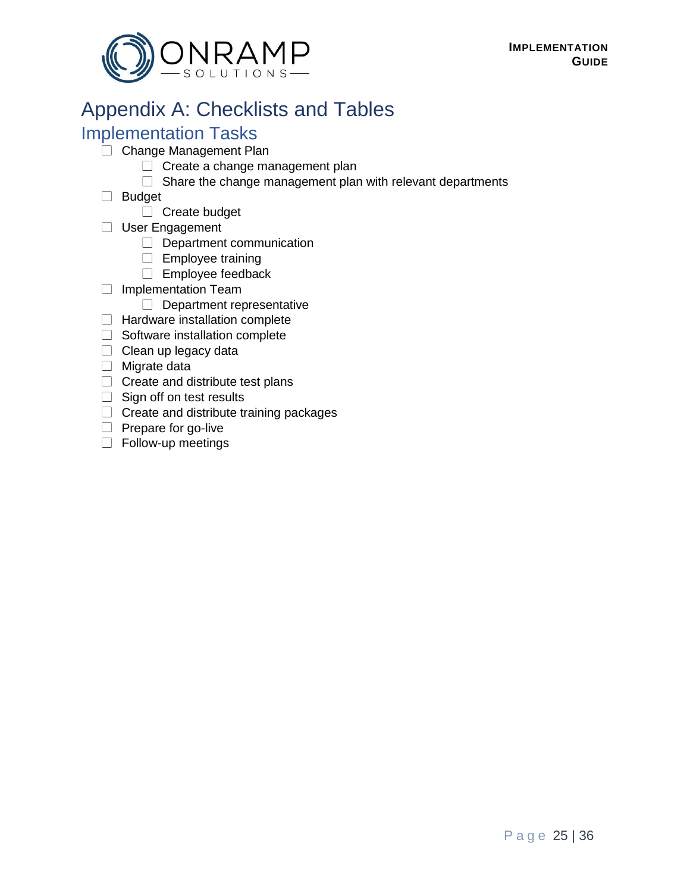# Appendix A: Checklists and Tables

## Implementation Tasks

- [ ] Change Management Plan
  - [ ] Create a change management plan
  - [ ] Share the change management plan with relevant departments
- [ ] Budget
  - [ ] Create budget
- [ ] User Engagement
  - [ ] Department communication
  - [ ] Employee training
  - [ ] Employee feedback
- [ ] Implementation Team
  - [ ] Department representative
- [ ] Hardware installation complete
- [ ] Software installation complete
- [ ] Clean up legacy data
- [ ] Migrate data
- [ ] Create and distribute test plans
- [ ] Sign off on test results
- [ ] Create and distribute training packages
- [ ] Prepare for go-live
- [ ] Follow-up meetings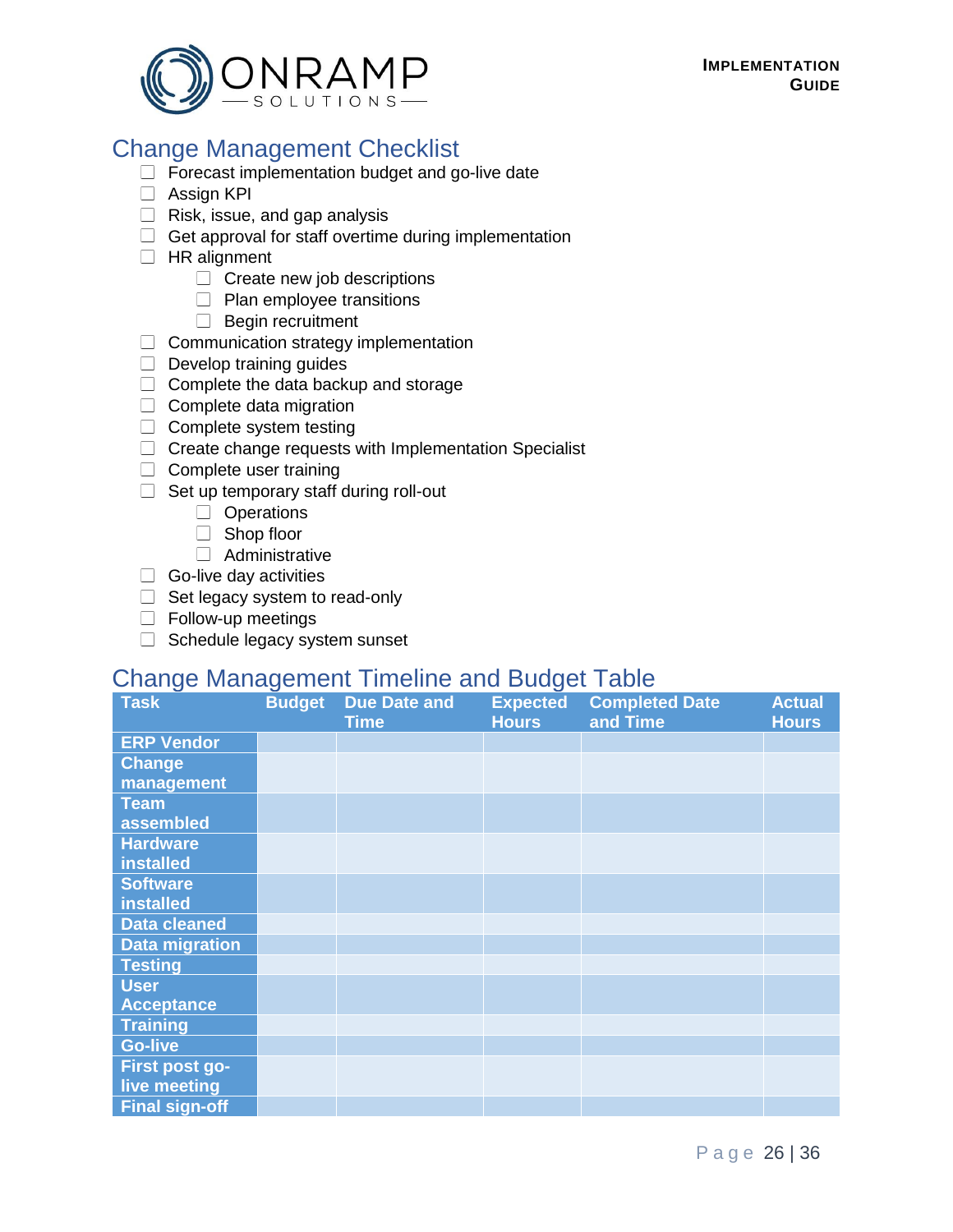## Change Management Checklist

- [ ] Forecast implementation budget and go-live date
- [ ] Assign KPI
- [ ] Risk, issue, and gap analysis
- [ ] Get approval for staff overtime during implementation
- [ ] HR alignment
  - [ ] Create new job descriptions
  - [ ] Plan employee transitions
  - [ ] Begin recruitment
- [ ] Communication strategy implementation
- [ ] Develop training guides
- [ ] Complete the data backup and storage
- [ ] Complete data migration
- [ ] Complete system testing
- [ ] Create change requests with Implementation Specialist
- [ ] Complete user training
- [ ] Set up temporary staff during roll-out
  - [ ] Operations
  - [ ] Shop floor
  - [ ] Administrative
- [ ] Go-live day activities
- [ ] Set legacy system to read-only
- [ ] Follow-up meetings
- [ ] Schedule legacy system sunset

## Change Management Timeline and Budget Table

| Task | Budget | Due Date and Time | Expected Hours | Completed Date and Time | Actual Hours |
|---|---|---|---|---|---|
| **ERP Vendor** | | | | | |
| **Change management** | | | | | |
| **Team assembled** | | | | | |
| **Hardware installed** | | | | | |
| **Software installed** | | | | | |
| **Data cleaned** | | | | | |
| **Data migration** | | | | | |
| **Testing** | | | | | |
| **User Acceptance** | | | | | |
| **Training** | | | | | |
| **Go-live** | | | | | |
| **First post go-live meeting** | | | | | |
| **Final sign-off** | | | | | |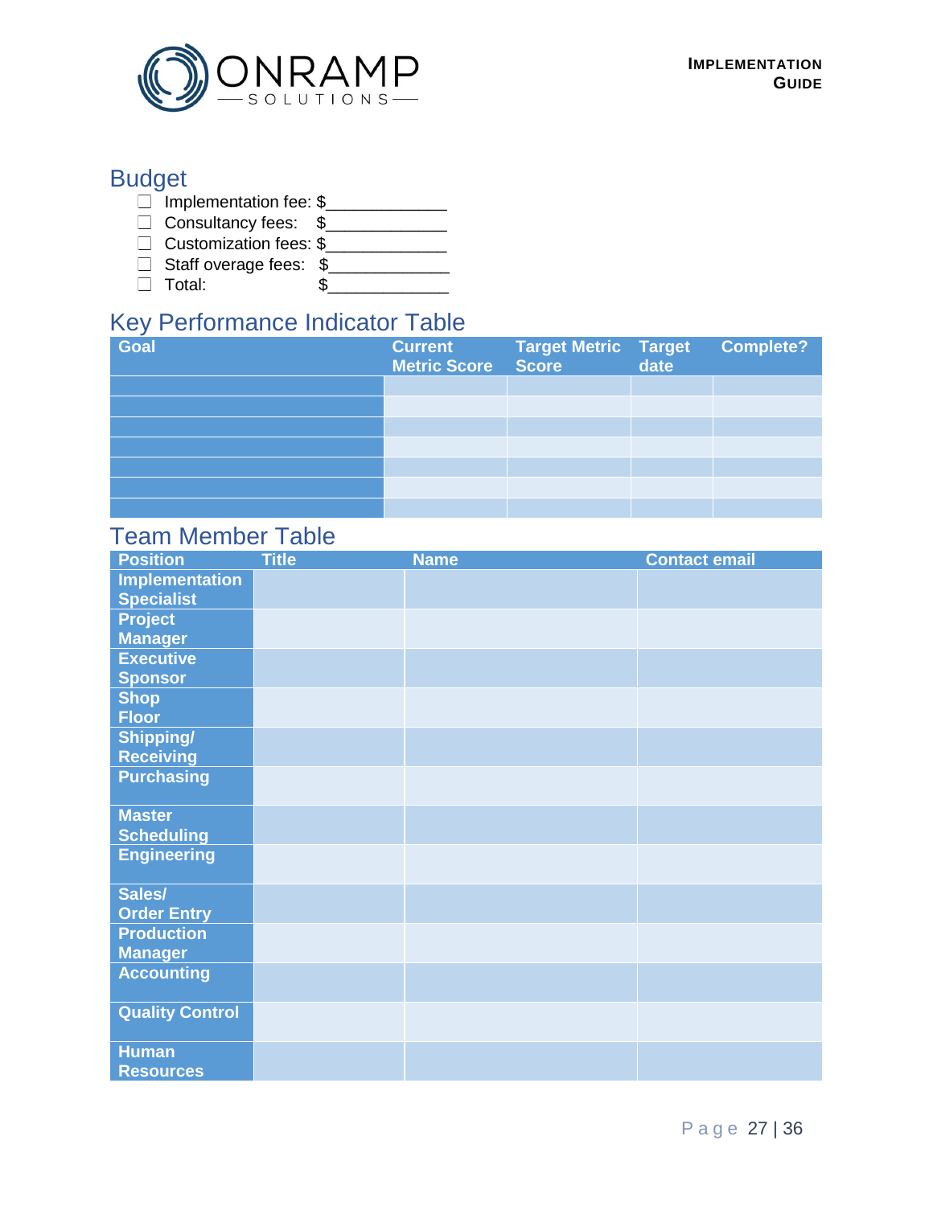## Budget

- ☐ Implementation fee: $_____________
- ☐ Consultancy fees: $_____________
- ☐ Customization fees: $_____________
- ☐ Staff overage fees: $_____________
- ☐ Total: $_____________

## Key Performance Indicator Table

| Goal | Current Metric Score | Target Metric Score | Target date | Complete? |
|---|---|---|---|---|
| | | | | |
| | | | | |
| | | | | |
| | | | | |
| | | | | |
| | | | | |
| | | | | |

## Team Member Table

| Position | Title | Name | Contact email |
|---|---|---|---|
| Implementation Specialist | | | |
| Project Manager | | | |
| Executive Sponsor | | | |
| Shop Floor | | | |
| Shipping/ Receiving | | | |
| Purchasing | | | |
| Master Scheduling | | | |
| Engineering | | | |
| Sales/ Order Entry | | | |
| Production Manager | | | |
| Accounting | | | |
| Quality Control | | | |
| Human Resources | | | |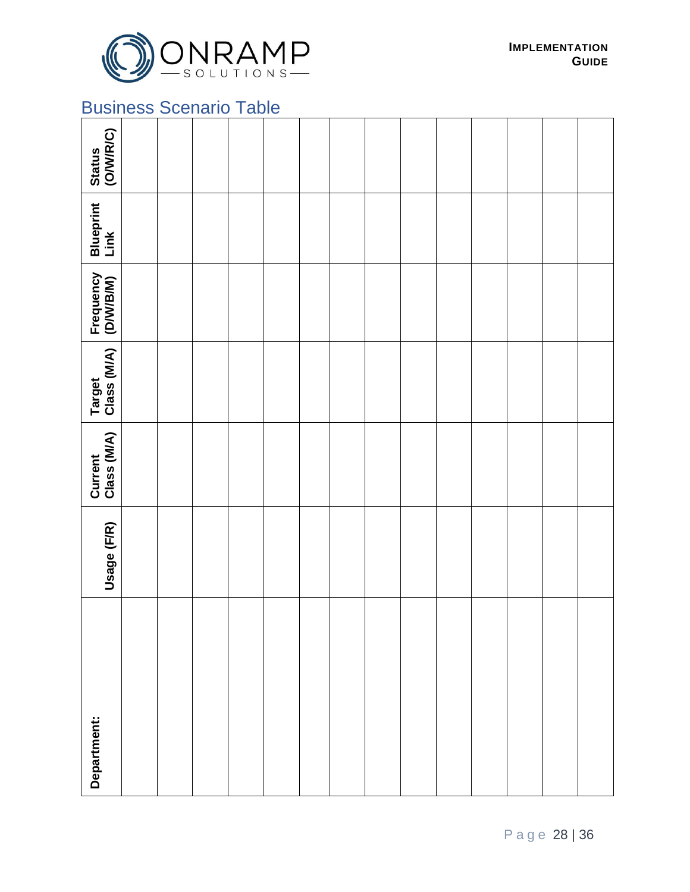## Business Scenario Table

| Department: | Usage (F/R) | Current Class (M/A) | Target Class (M/A) | Frequency (D/W/B/M) | Blueprint Link | Status (O/W/R/C) |
|---|---|---|---|---|---|---|
| | | | | | | |
| | | | | | | |
| | | | | | | |
| | | | | | | |
| | | | | | | |
| | | | | | | |
| | | | | | | |
| | | | | | | |
| | | | | | | |
| | | | | | | |
| | | | | | | |
| | | | | | | |
| | | | | | | |
| | | | | | | |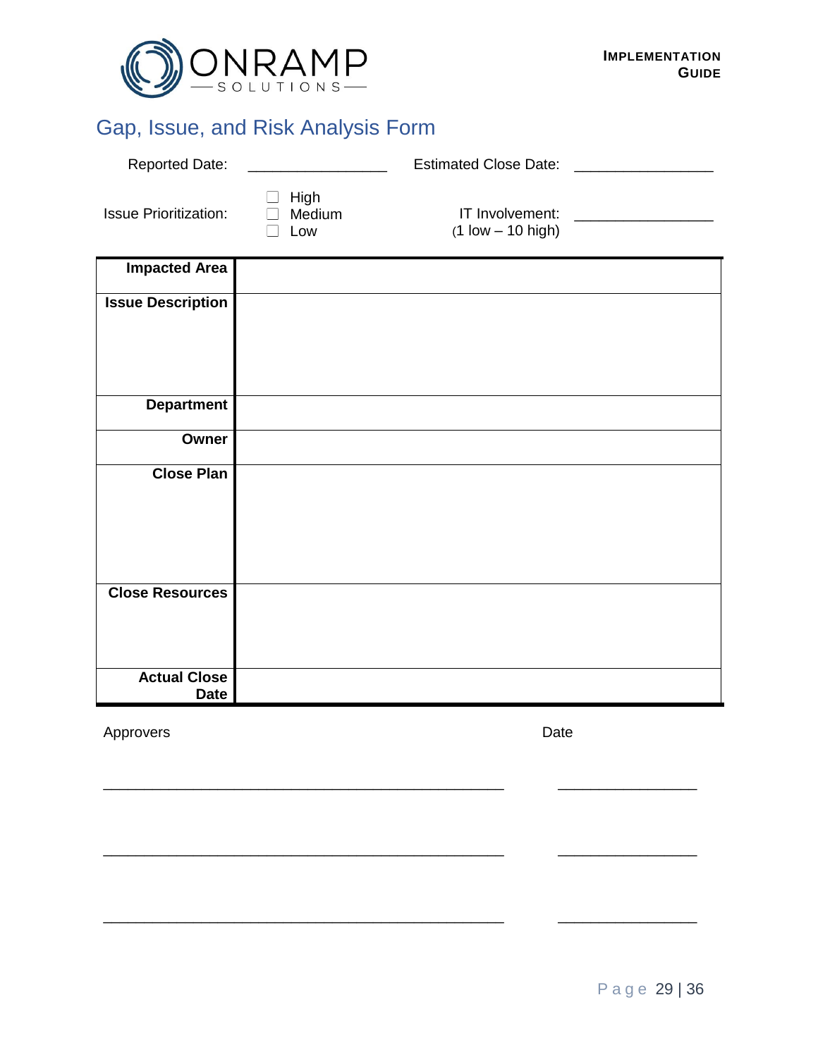## Gap, Issue, and Risk Analysis Form

Reported Date: ________________ Estimated Close Date: ________________

Issue Prioritization:
- ☐ High
- ☐ Medium
- ☐ Low

IT Involvement: ________________
(1 low – 10 high)

| | |
|---|---|
| **Impacted Area** | |
| **Issue Description** | |
| **Department** | |
| **Owner** | |
| **Close Plan** | |
| **Close Resources** | |
| **Actual Close Date** | |

Approvers | Date

____________________________________________ ________________

____________________________________________ ________________

____________________________________________ ________________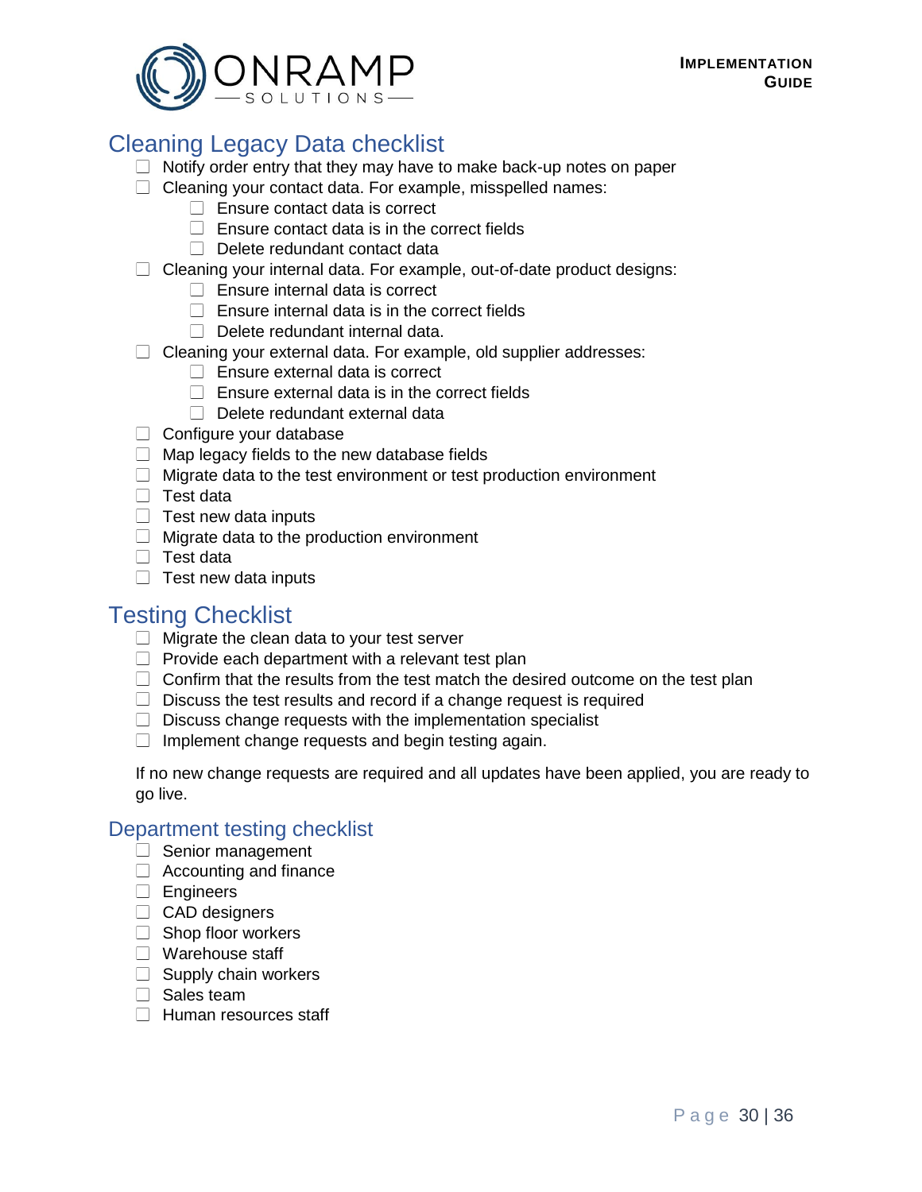## Cleaning Legacy Data checklist

- [ ] Notify order entry that they may have to make back-up notes on paper
- [ ] Cleaning your contact data. For example, misspelled names:
  - [ ] Ensure contact data is correct
  - [ ] Ensure contact data is in the correct fields
  - [ ] Delete redundant contact data
- [ ] Cleaning your internal data. For example, out-of-date product designs:
  - [ ] Ensure internal data is correct
  - [ ] Ensure internal data is in the correct fields
  - [ ] Delete redundant internal data.
- [ ] Cleaning your external data. For example, old supplier addresses:
  - [ ] Ensure external data is correct
  - [ ] Ensure external data is in the correct fields
  - [ ] Delete redundant external data
- [ ] Configure your database
- [ ] Map legacy fields to the new database fields
- [ ] Migrate data to the test environment or test production environment
- [ ] Test data
- [ ] Test new data inputs
- [ ] Migrate data to the production environment
- [ ] Test data
- [ ] Test new data inputs

## Testing Checklist

- [ ] Migrate the clean data to your test server
- [ ] Provide each department with a relevant test plan
- [ ] Confirm that the results from the test match the desired outcome on the test plan
- [ ] Discuss the test results and record if a change request is required
- [ ] Discuss change requests with the implementation specialist
- [ ] Implement change requests and begin testing again.

If no new change requests are required and all updates have been applied, you are ready to go live.

### Department testing checklist

- [ ] Senior management
- [ ] Accounting and finance
- [ ] Engineers
- [ ] CAD designers
- [ ] Shop floor workers
- [ ] Warehouse staff
- [ ] Supply chain workers
- [ ] Sales team
- [ ] Human resources staff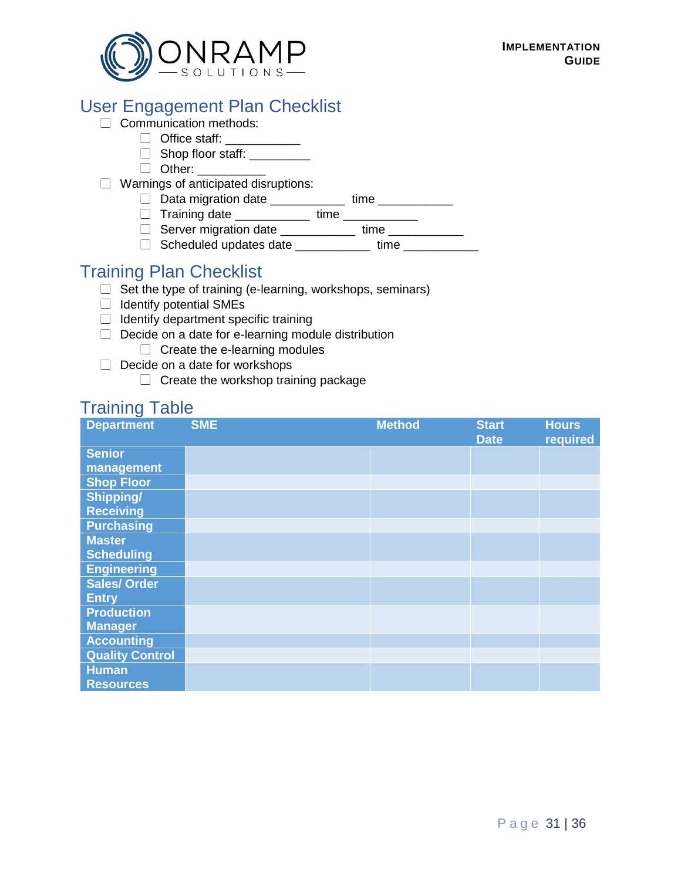## User Engagement Plan Checklist

- ☐ Communication methods:
  - ☐ Office staff: ___________
  - ☐ Shop floor staff: _________
  - ☐ Other: __________
- ☐ Warnings of anticipated disruptions:
  - ☐ Data migration date ___________ time ___________
  - ☐ Training date ___________ time ___________
  - ☐ Server migration date ___________ time ___________
  - ☐ Scheduled updates date ___________ time ___________

## Training Plan Checklist

- ☐ Set the type of training (e-learning, workshops, seminars)
- ☐ Identify potential SMEs
- ☐ Identify department specific training
- ☐ Decide on a date for e-learning module distribution
  - ☐ Create the e-learning modules
- ☐ Decide on a date for workshops
  - ☐ Create the workshop training package

## Training Table

| Department | SME | Method | Start Date | Hours required |
|---|---|---|---|---|
| **Senior management** | | | | |
| **Shop Floor** | | | | |
| **Shipping/ Receiving** | | | | |
| **Purchasing** | | | | |
| **Master Scheduling** | | | | |
| **Engineering** | | | | |
| **Sales/ Order Entry** | | | | |
| **Production Manager** | | | | |
| **Accounting** | | | | |
| **Quality Control** | | | | |
| **Human Resources** | | | | |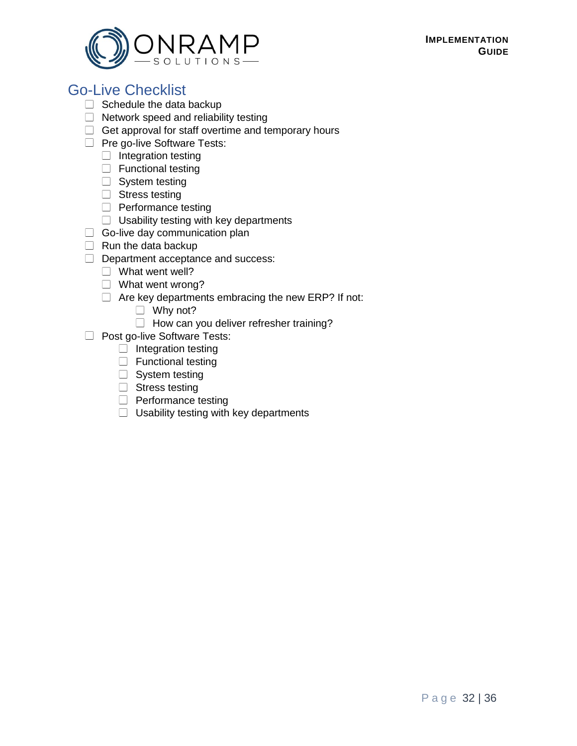## Go-Live Checklist

- [ ] Schedule the data backup
- [ ] Network speed and reliability testing
- [ ] Get approval for staff overtime and temporary hours
- [ ] Pre go-live Software Tests:
  - [ ] Integration testing
  - [ ] Functional testing
  - [ ] System testing
  - [ ] Stress testing
  - [ ] Performance testing
  - [ ] Usability testing with key departments
- [ ] Go-live day communication plan
- [ ] Run the data backup
- [ ] Department acceptance and success:
  - [ ] What went well?
  - [ ] What went wrong?
  - [ ] Are key departments embracing the new ERP? If not:
    - [ ] Why not?
    - [ ] How can you deliver refresher training?
- [ ] Post go-live Software Tests:
  - [ ] Integration testing
  - [ ] Functional testing
  - [ ] System testing
  - [ ] Stress testing
  - [ ] Performance testing
  - [ ] Usability testing with key departments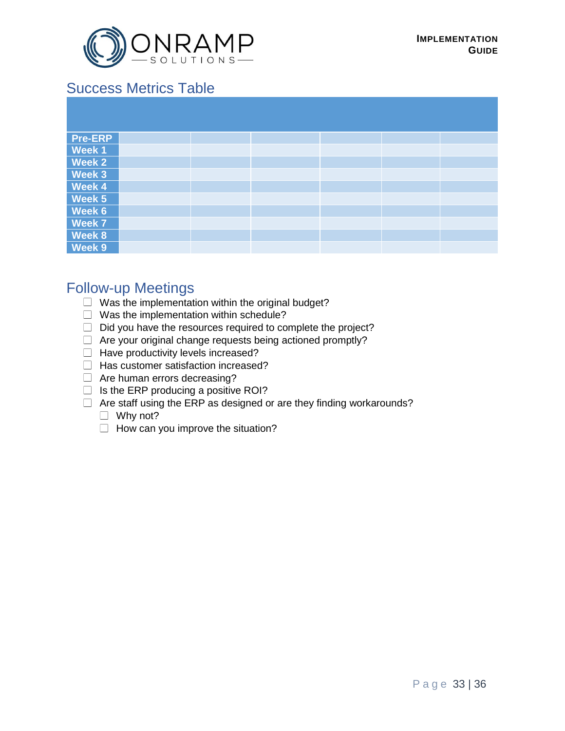## Success Metrics Table

| | | | | | | |
|---|---|---|---|---|---|---|
| **Pre-ERP** | | | | | | |
| **Week 1** | | | | | | |
| **Week 2** | | | | | | |
| **Week 3** | | | | | | |
| **Week 4** | | | | | | |
| **Week 5** | | | | | | |
| **Week 6** | | | | | | |
| **Week 7** | | | | | | |
| **Week 8** | | | | | | |
| **Week 9** | | | | | | |

## Follow-up Meetings

- [ ] Was the implementation within the original budget?
- [ ] Was the implementation within schedule?
- [ ] Did you have the resources required to complete the project?
- [ ] Are your original change requests being actioned promptly?
- [ ] Have productivity levels increased?
- [ ] Has customer satisfaction increased?
- [ ] Are human errors decreasing?
- [ ] Is the ERP producing a positive ROI?
- [ ] Are staff using the ERP as designed or are they finding workarounds?
  - [ ] Why not?
  - [ ] How can you improve the situation?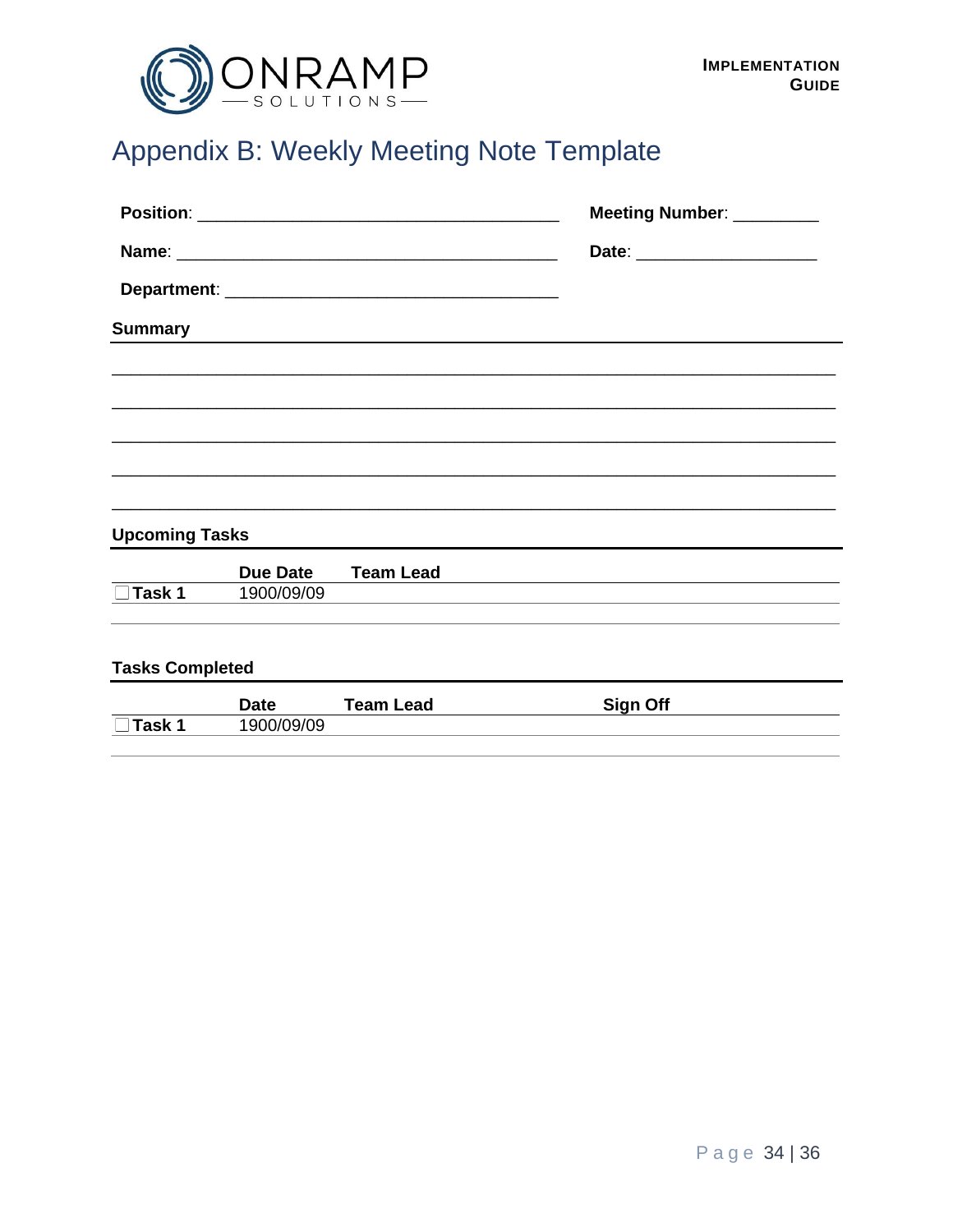# Appendix B: Weekly Meeting Note Template

**Position**: ________________________________________ **Meeting Number**: _________

**Name**: __________________________________________ **Date**: ____________________

**Department**: _____________________________________

## Summary

_______________________________________________________________________________

_______________________________________________________________________________

_______________________________________________________________________________

_______________________________________________________________________________

_______________________________________________________________________________

## Upcoming Tasks

| | Due Date | Team Lead |
|---|---|---|
| ☐ **Task 1** | 1900/09/09 | |
| | | |

## Tasks Completed

| | Date | Team Lead | Sign Off |
|---|---|---|---|
| ☐ **Task 1** | 1900/09/09 | | |
| | | | |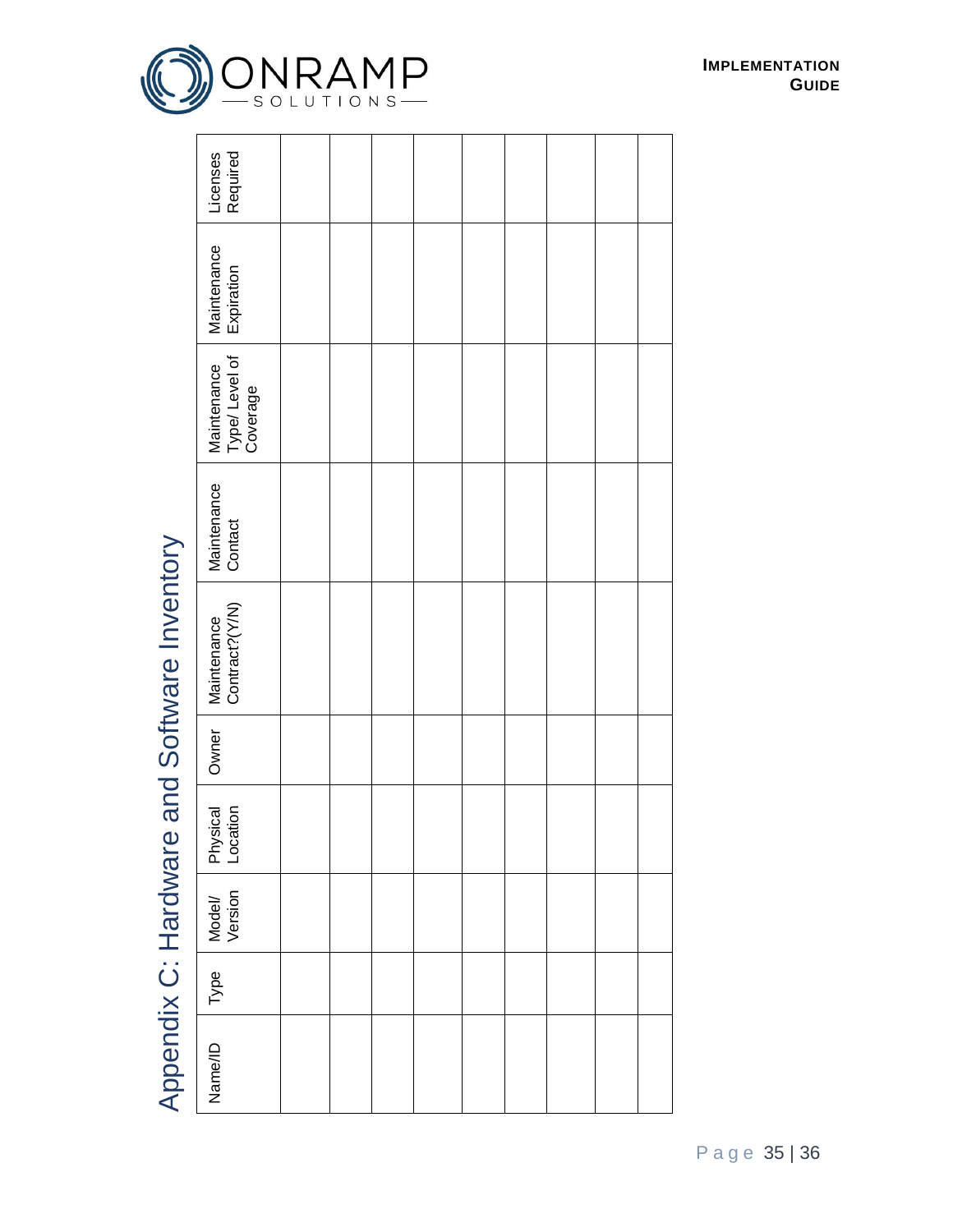# Appendix C: Hardware and Software Inventory

| Name/ID | Type | Model/ Version | Physical Location | Owner | Maintenance Contract?(Y/N) | Maintenance Contact | Maintenance Type/ Level of Coverage | Maintenance Expiration | Licenses Required |
|---|---|---|---|---|---|---|---|---|---|
| | | | | | | | | | |
| | | | | | | | | | |
| | | | | | | | | | |
| | | | | | | | | | |
| | | | | | | | | | |
| | | | | | | | | | |
| | | | | | | | | | |
| | | | | | | | | | |
| | | | | | | | | | |